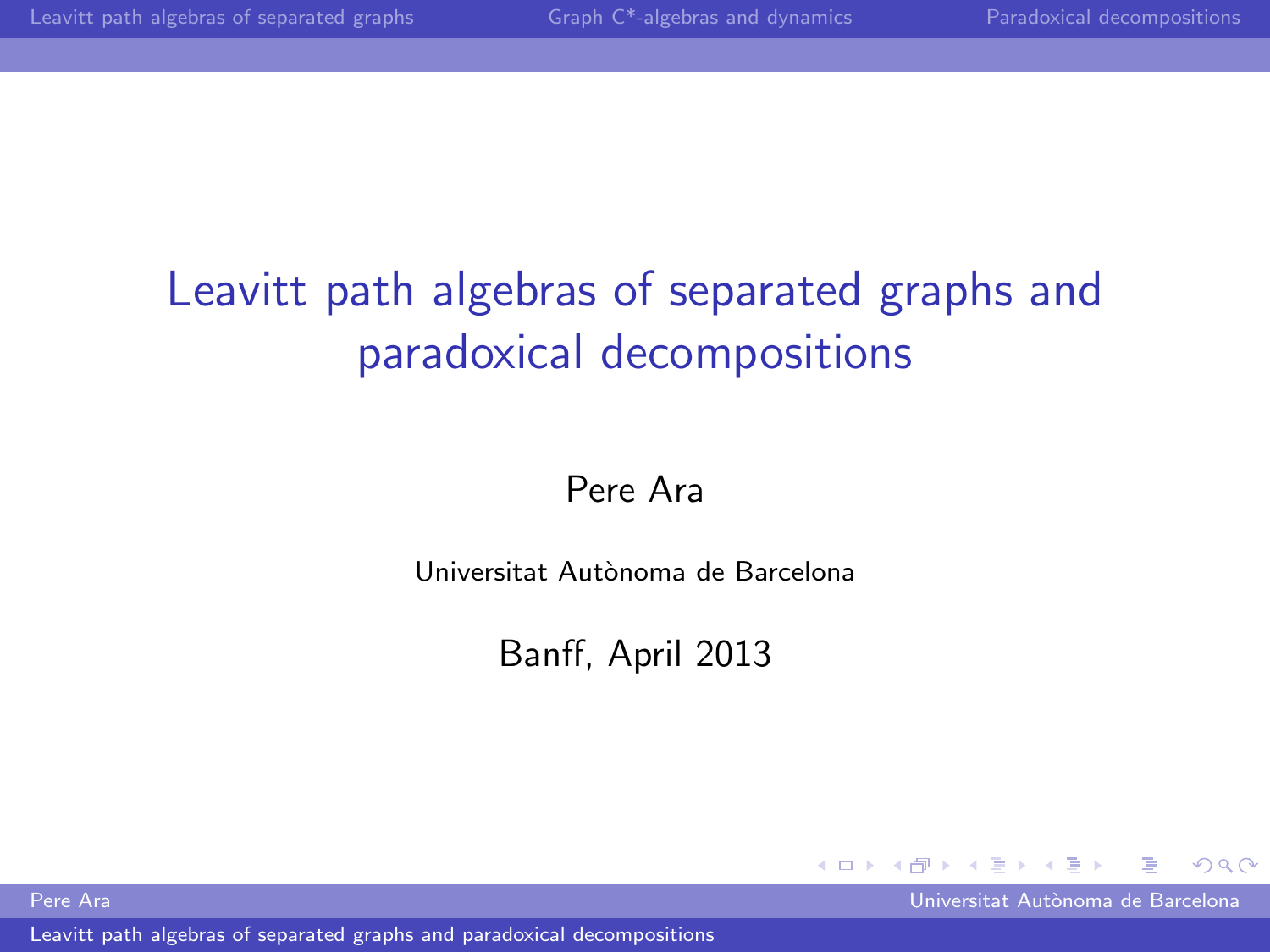# Leavitt path algebras of separated graphs and paradoxical decompositions

Pere Ara

Universitat Autònoma de Barcelona

Banff, April 2013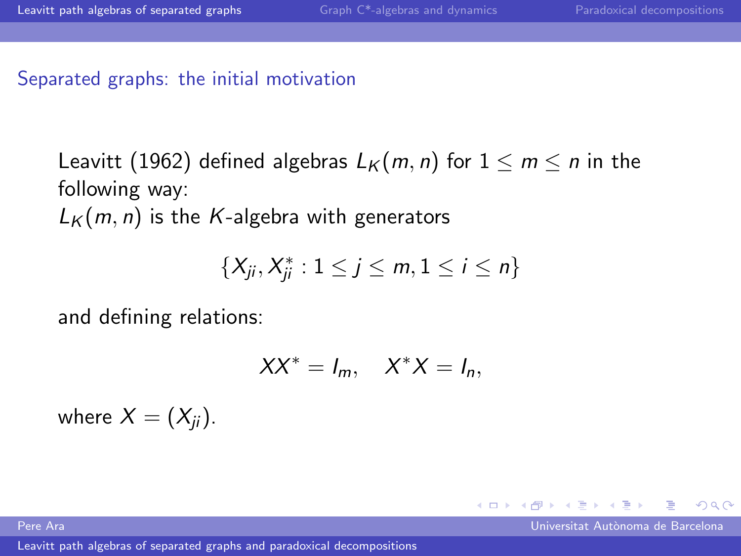## Separated graphs: the initial motivation

Leavitt (1962) defined algebras $L_K(m,n)$ for $1 \leq m \leq n$ in the following way:
$L_K(m,n)$ is the $K$-algebra with generators

$$\{X_{ji}, X_{ji}^* : 1 \leq j \leq m, 1 \leq i \leq n\}$$

and defining relations:

$$XX^* = I_m, \quad X^*X = I_n,$$

where $X = (X_{ji})$.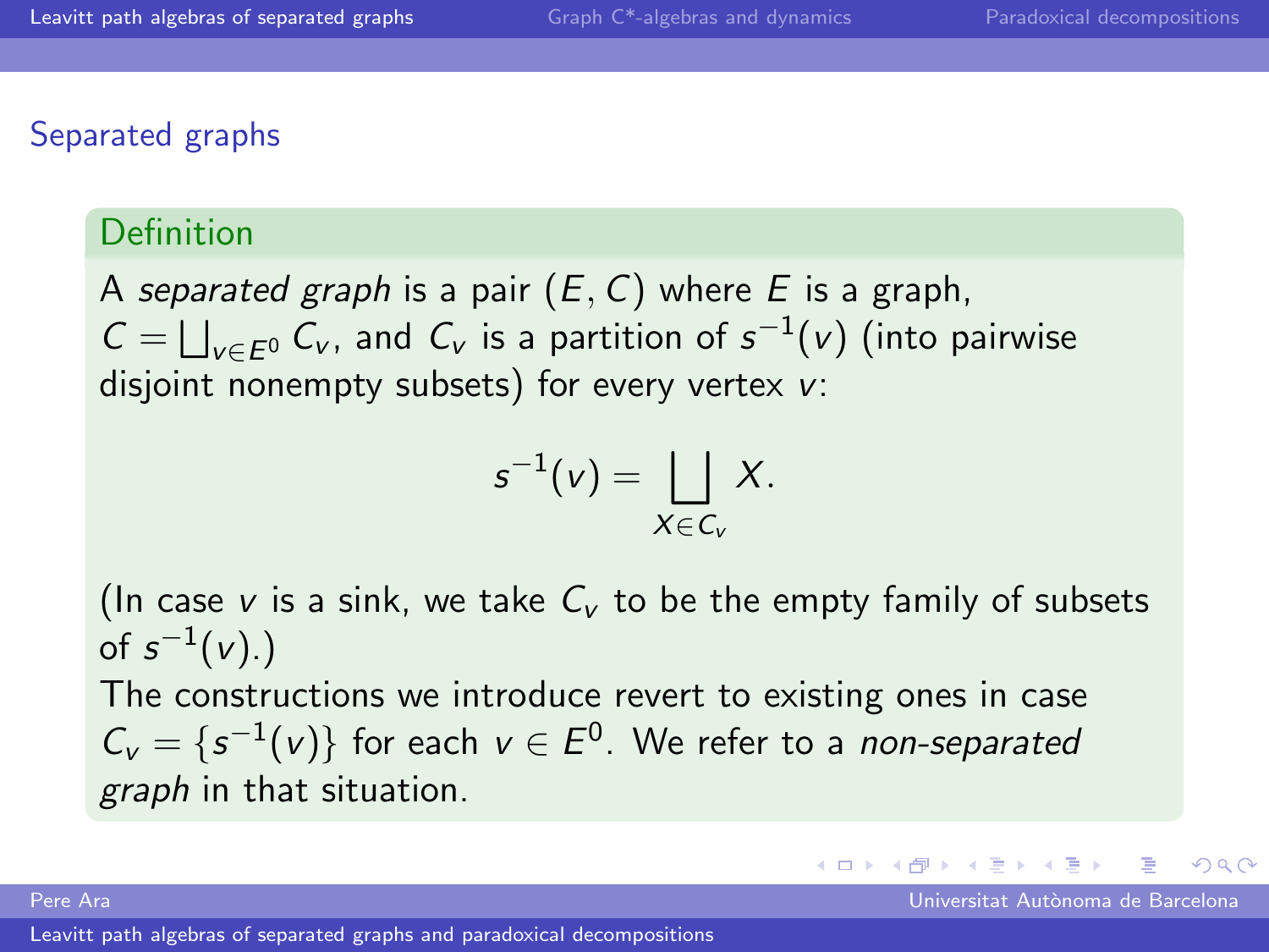## Separated graphs

### Definition

A *separated graph* is a pair $(E, C)$ where $E$ is a graph, $C = \bigsqcup_{v \in E^0} C_v$, and $C_v$ is a partition of $s^{-1}(v)$ (into pairwise disjoint nonempty subsets) for every vertex $v$:

$$s^{-1}(v) = \bigsqcup_{X \in C_v} X.$$

(In case $v$ is a sink, we take $C_v$ to be the empty family of subsets of $s^{-1}(v)$.)

The constructions we introduce revert to existing ones in case $C_v = \{s^{-1}(v)\}$ for each $v \in E^0$. We refer to a *non-separated graph* in that situation.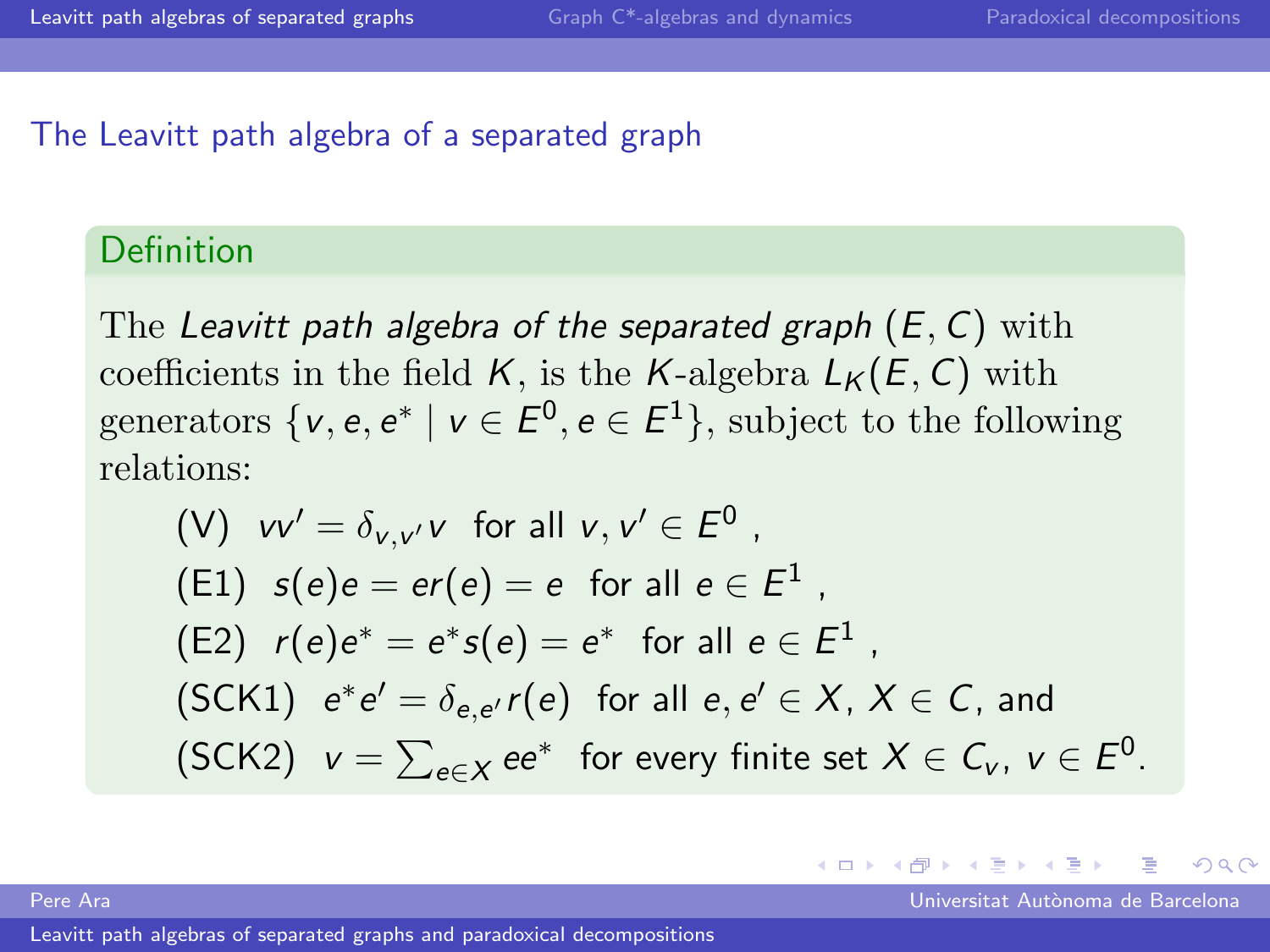## The Leavitt path algebra of a separated graph

**Definition**

The *Leavitt path algebra of the separated graph* $(E, C)$ with coefficients in the field $K$, is the $K$-algebra $L_K(E, C)$ with generators $\{v, e, e^* \mid v \in E^0, e \in E^1\}$, subject to the following relations:

(V) $vv' = \delta_{v,v'} v$ for all $v, v' \in E^0$ ,

(E1) $s(e)e = er(e) = e$ for all $e \in E^1$ ,

(E2) $r(e)e^* = e^* s(e) = e^*$ for all $e \in E^1$ ,

(SCK1) $e^* e' = \delta_{e,e'} r(e)$ for all $e, e' \in X$, $X \in C$, and

(SCK2) $v = \sum_{e \in X} ee^*$ for every finite set $X \in C_v$, $v \in E^0$.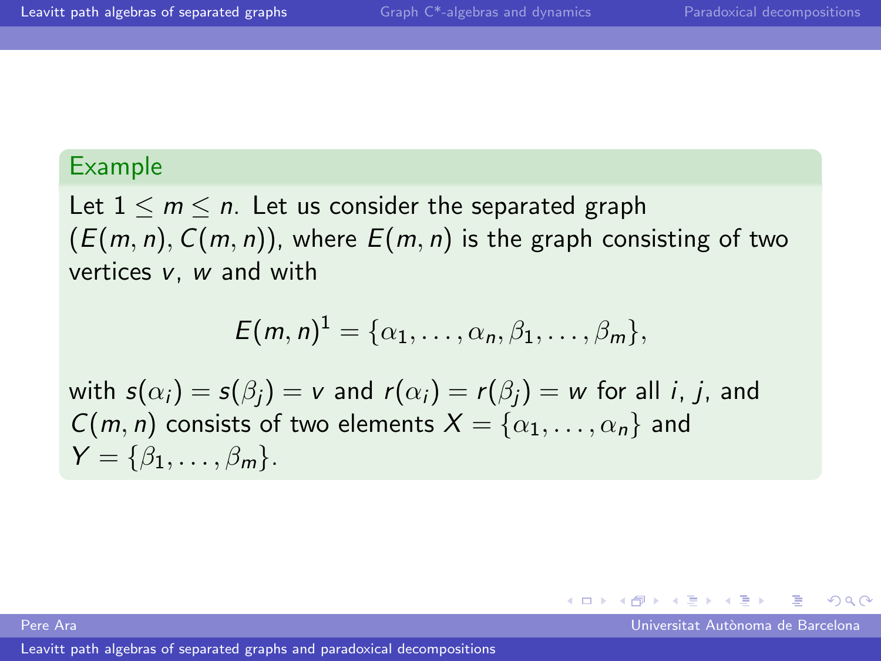**Example**

Let $1 \leq m \leq n$. Let us consider the separated graph $(E(m,n), C(m,n))$, where $E(m,n)$ is the graph consisting of two vertices $v$, $w$ and with

$$E(m,n)^1 = \{\alpha_1, \ldots, \alpha_n, \beta_1, \ldots, \beta_m\},$$

with $s(\alpha_i) = s(\beta_j) = v$ and $r(\alpha_i) = r(\beta_j) = w$ for all $i$, $j$, and $C(m,n)$ consists of two elements $X = \{\alpha_1, \ldots, \alpha_n\}$ and $Y = \{\beta_1, \ldots, \beta_m\}$.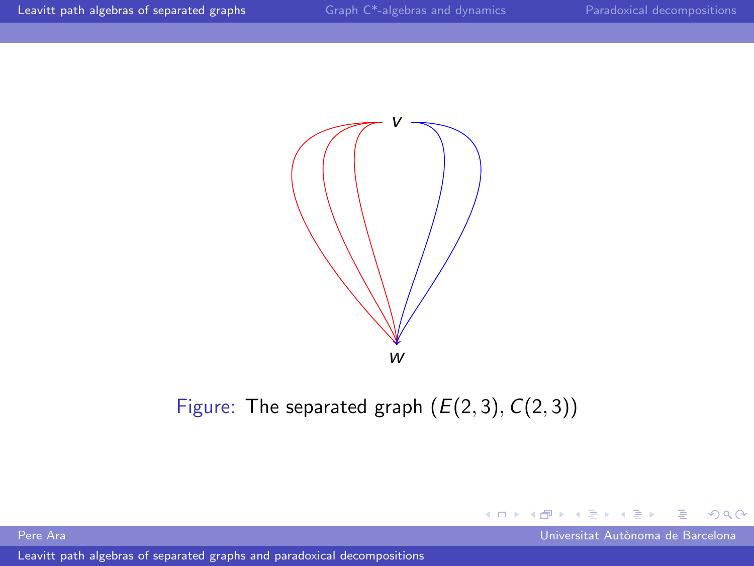Figure: The separated graph $(E(2,3), C(2,3))$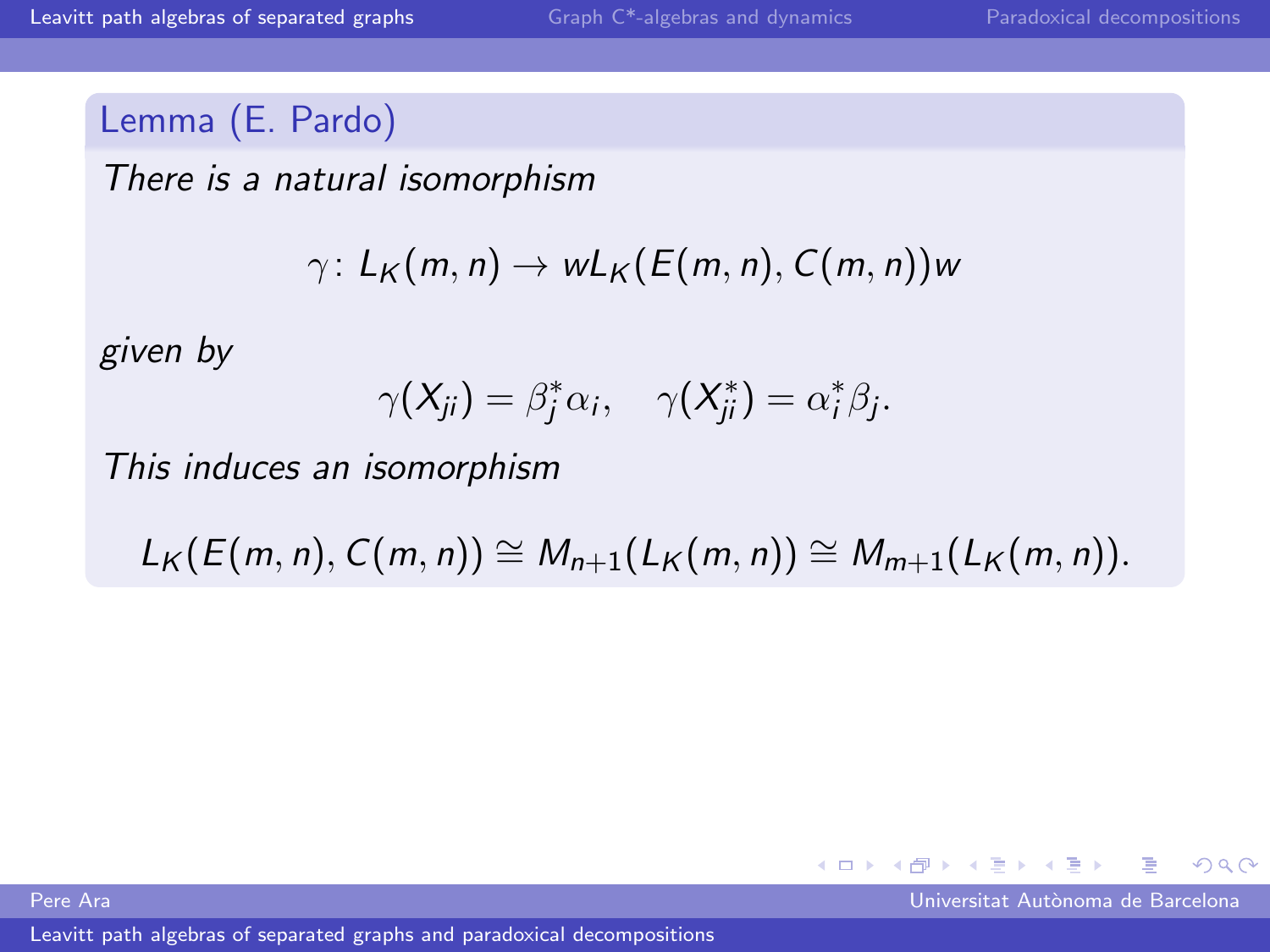**Lemma (E. Pardo)**

*There is a natural isomorphism*

$$\gamma \colon L_K(m,n) \to wL_K(E(m,n),C(m,n))w$$

*given by*

$$\gamma(X_{ji}) = \beta_j^* \alpha_i, \quad \gamma(X_{ji}^*) = \alpha_i^* \beta_j.$$

*This induces an isomorphism*

$$L_K(E(m,n),C(m,n)) \cong M_{n+1}(L_K(m,n)) \cong M_{m+1}(L_K(m,n)).$$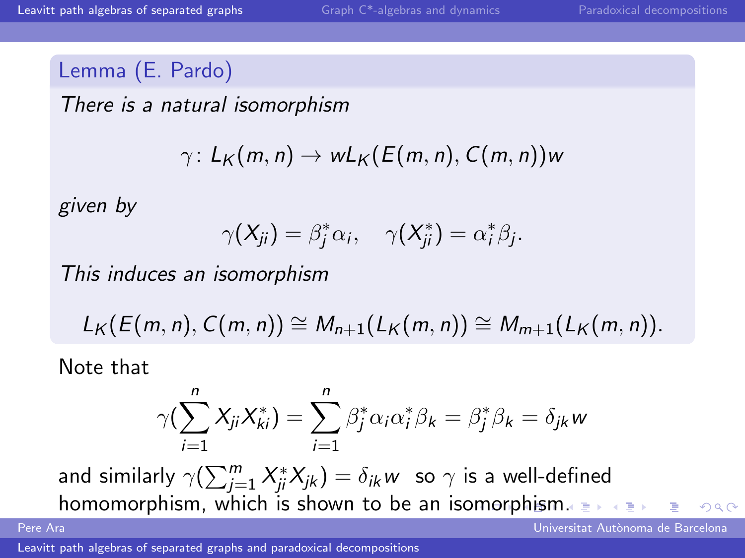**Lemma (E. Pardo)**

*There is a natural isomorphism*

$$\gamma\colon L_K(m,n) \to wL_K(E(m,n), C(m,n))w$$

*given by*

$$\gamma(X_{ji}) = \beta_j^* \alpha_i, \quad \gamma(X_{ji}^*) = \alpha_i^* \beta_j.$$

*This induces an isomorphism*

$$L_K(E(m,n), C(m,n)) \cong M_{n+1}(L_K(m,n)) \cong M_{m+1}(L_K(m,n)).$$

Note that

$$\gamma(\sum_{i=1}^{n} X_{ji} X_{ki}^*) = \sum_{i=1}^{n} \beta_j^* \alpha_i \alpha_i^* \beta_k = \beta_j^* \beta_k = \delta_{jk} w$$

and similarly $\gamma(\sum_{j=1}^{m} X_{ji}^* X_{jk}) = \delta_{ik} w$ so $\gamma$ is a well-defined homomorphism, which is shown to be an isomorphism.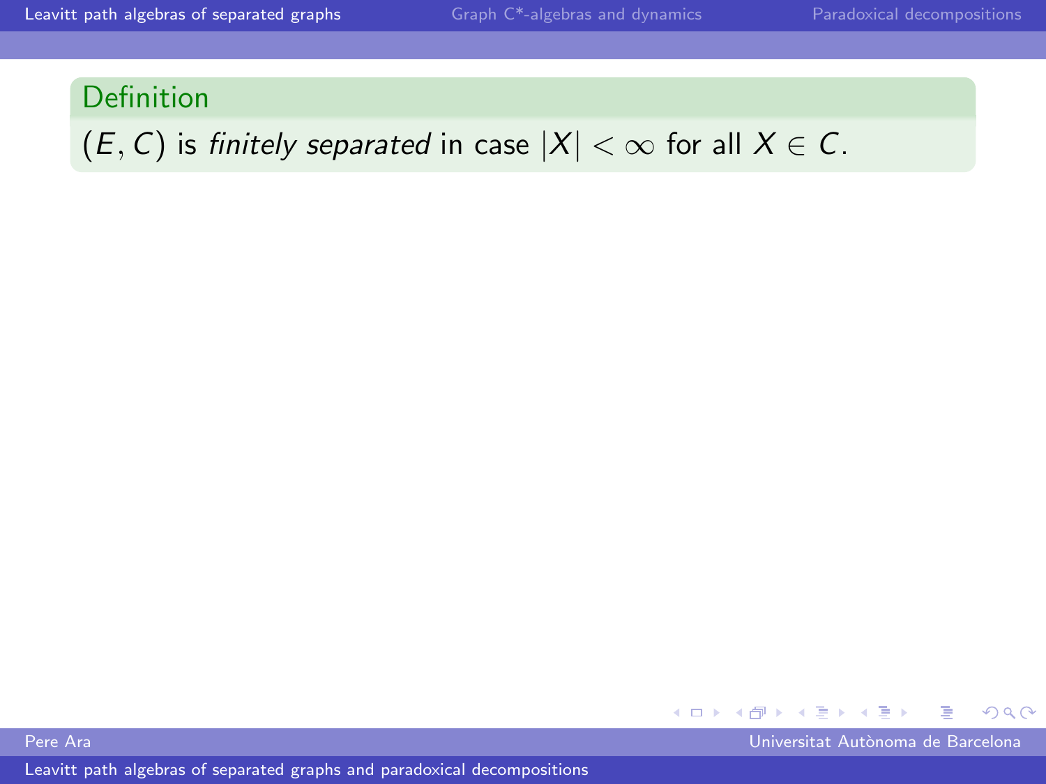**Definition**

$(E, C)$ is *finitely separated* in case $|X| < \infty$ for all $X \in C$.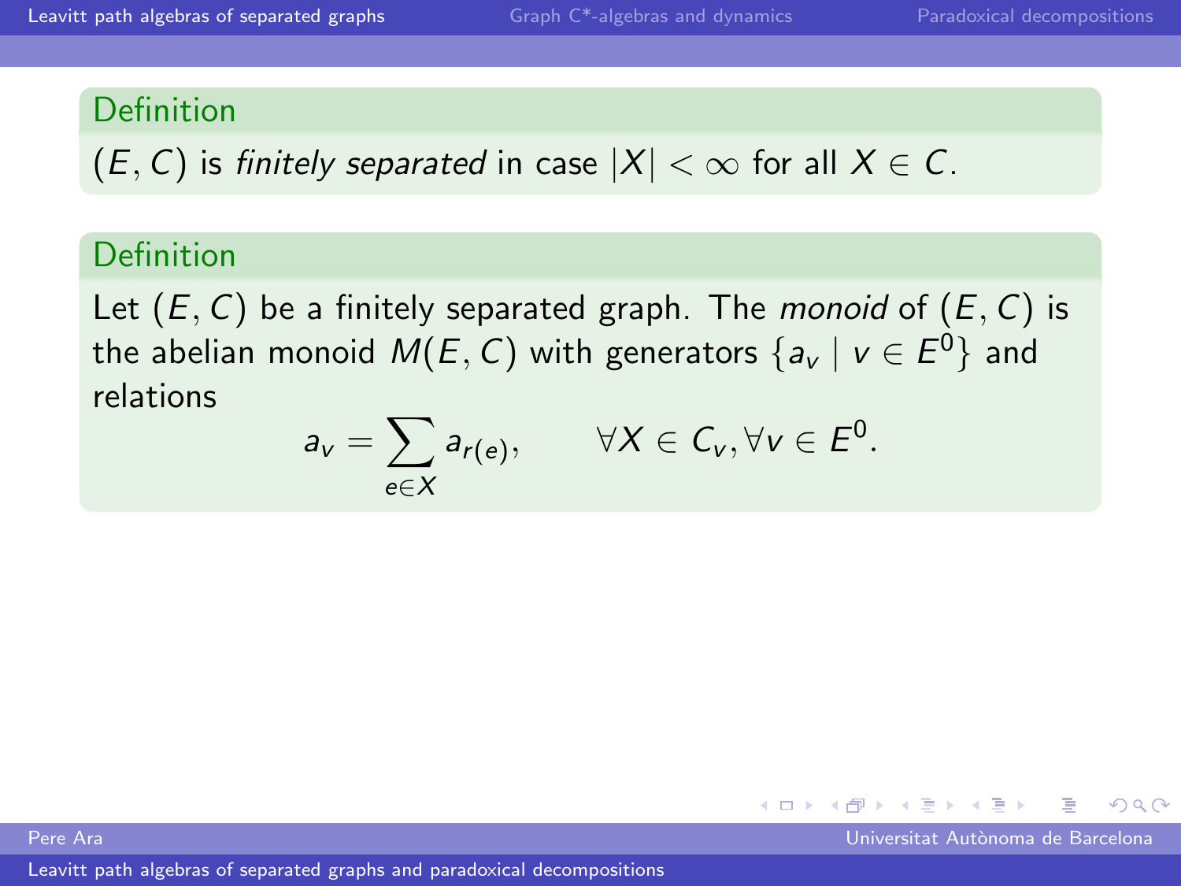**Definition**

$(E, C)$ is *finitely separated* in case $|X| < \infty$ for all $X \in C$.

**Definition**

Let $(E, C)$ be a finitely separated graph. The *monoid* of $(E, C)$ is the abelian monoid $M(E, C)$ with generators $\{a_v \mid v \in E^0\}$ and relations

$$a_v = \sum_{e \in X} a_{r(e)}, \qquad \forall X \in C_v, \forall v \in E^0.$$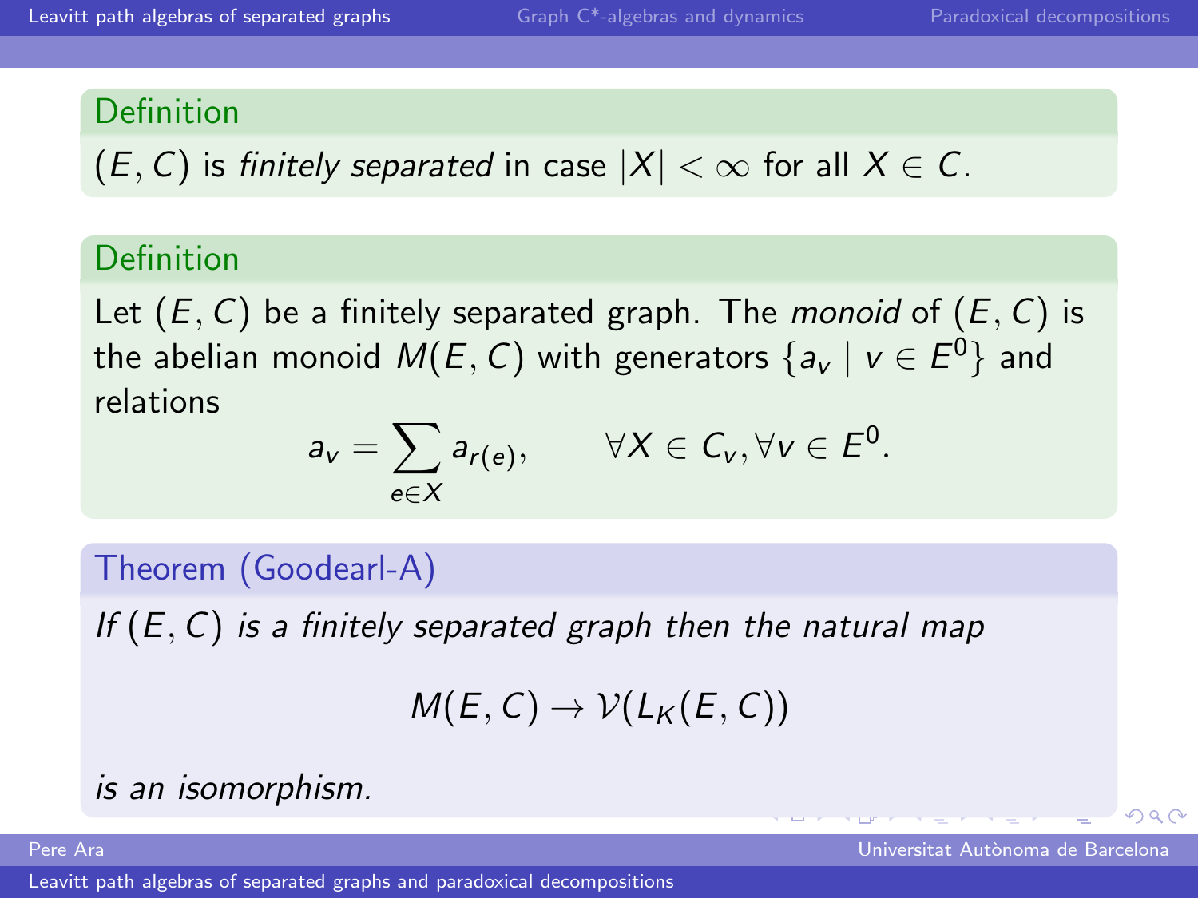**Definition**

$(E, C)$ is *finitely separated* in case $|X| < \infty$ for all $X \in C$.

**Definition**

Let $(E, C)$ be a finitely separated graph. The *monoid* of $(E, C)$ is the abelian monoid $M(E, C)$ with generators $\{a_v \mid v \in E^0\}$ and relations

$$a_v = \sum_{e \in X} a_{r(e)}, \qquad \forall X \in C_v, \forall v \in E^0.$$

**Theorem (Goodearl-A)**

*If $(E, C)$ is a finitely separated graph then the natural map*

$$M(E, C) \to \mathcal{V}(L_K(E, C))$$

*is an isomorphism.*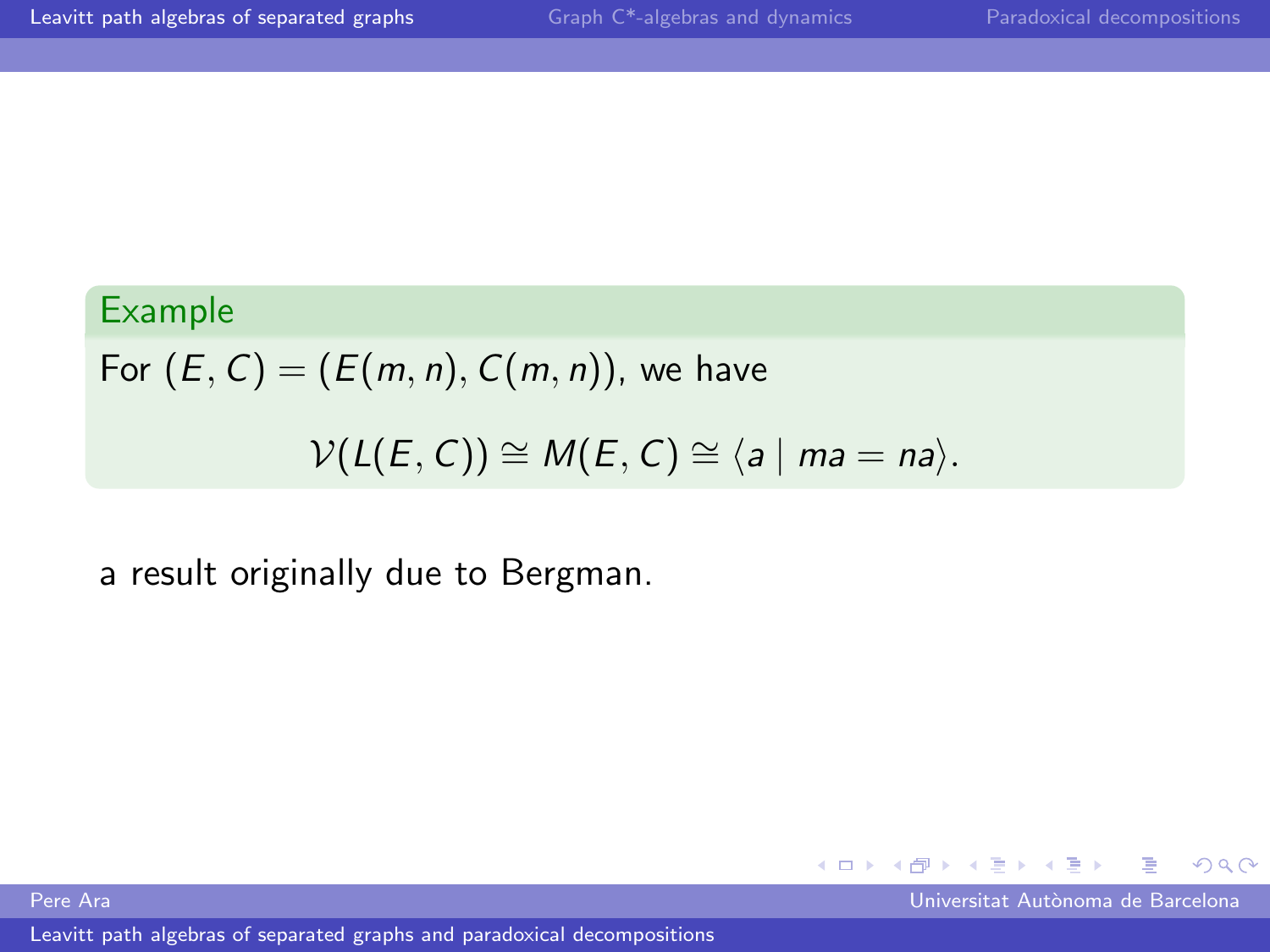**Example**

For $(E, C) = (E(m,n), C(m,n))$, we have

$$\mathcal{V}(L(E,C)) \cong M(E,C) \cong \langle a \mid ma = na \rangle.$$

a result originally due to Bergman.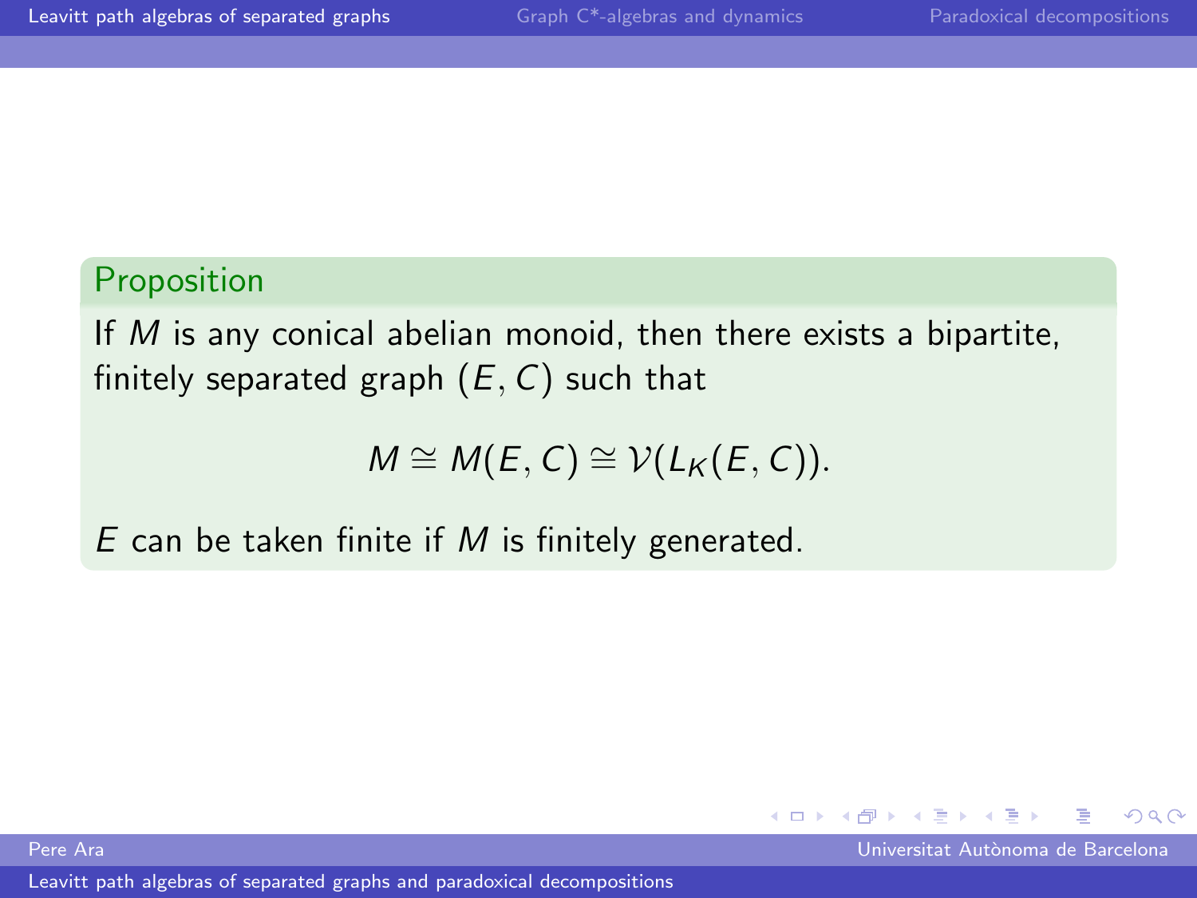**Proposition**

If $M$ is any conical abelian monoid, then there exists a bipartite, finitely separated graph $(E, C)$ such that

$$M \cong M(E, C) \cong \mathcal{V}(L_K(E, C)).$$

$E$ can be taken finite if $M$ is finitely generated.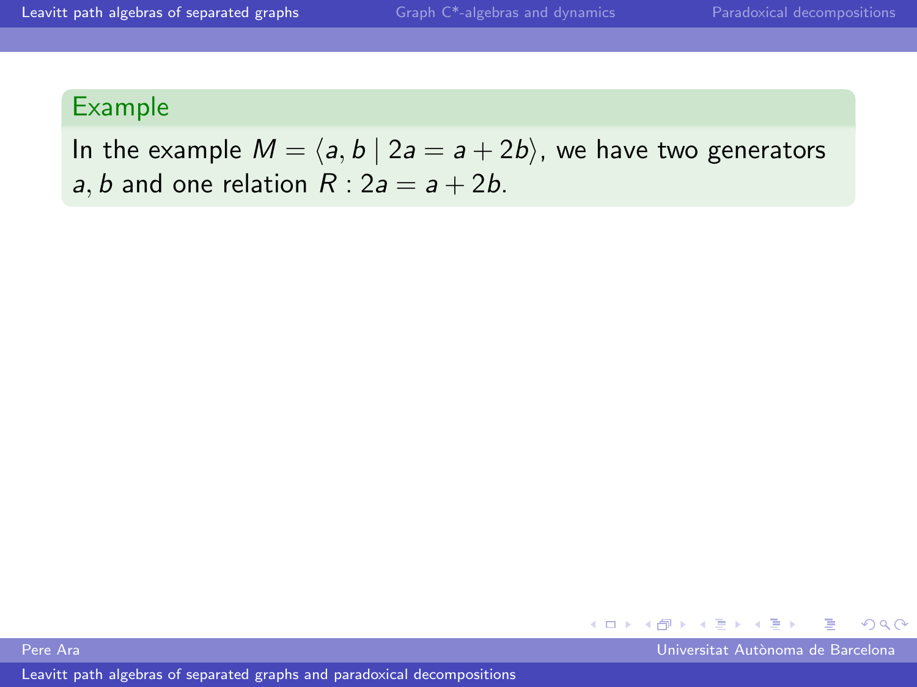**Example**

In the example $M = \langle a, b \mid 2a = a + 2b \rangle$, we have two generators $a, b$ and one relation $R : 2a = a + 2b$.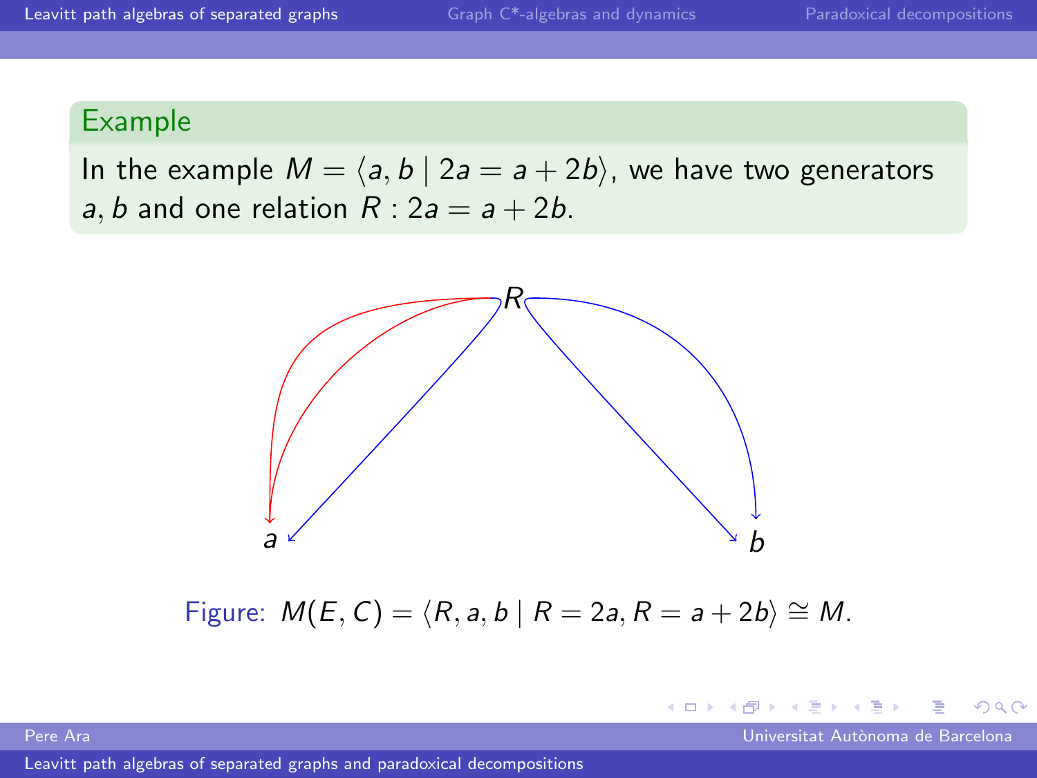**Example**

In the example $M = \langle a, b \mid 2a = a + 2b \rangle$, we have two generators $a, b$ and one relation $R : 2a = a + 2b$.

Figure: $M(E, C) = \langle R, a, b \mid R = 2a, R = a + 2b \rangle \cong M$.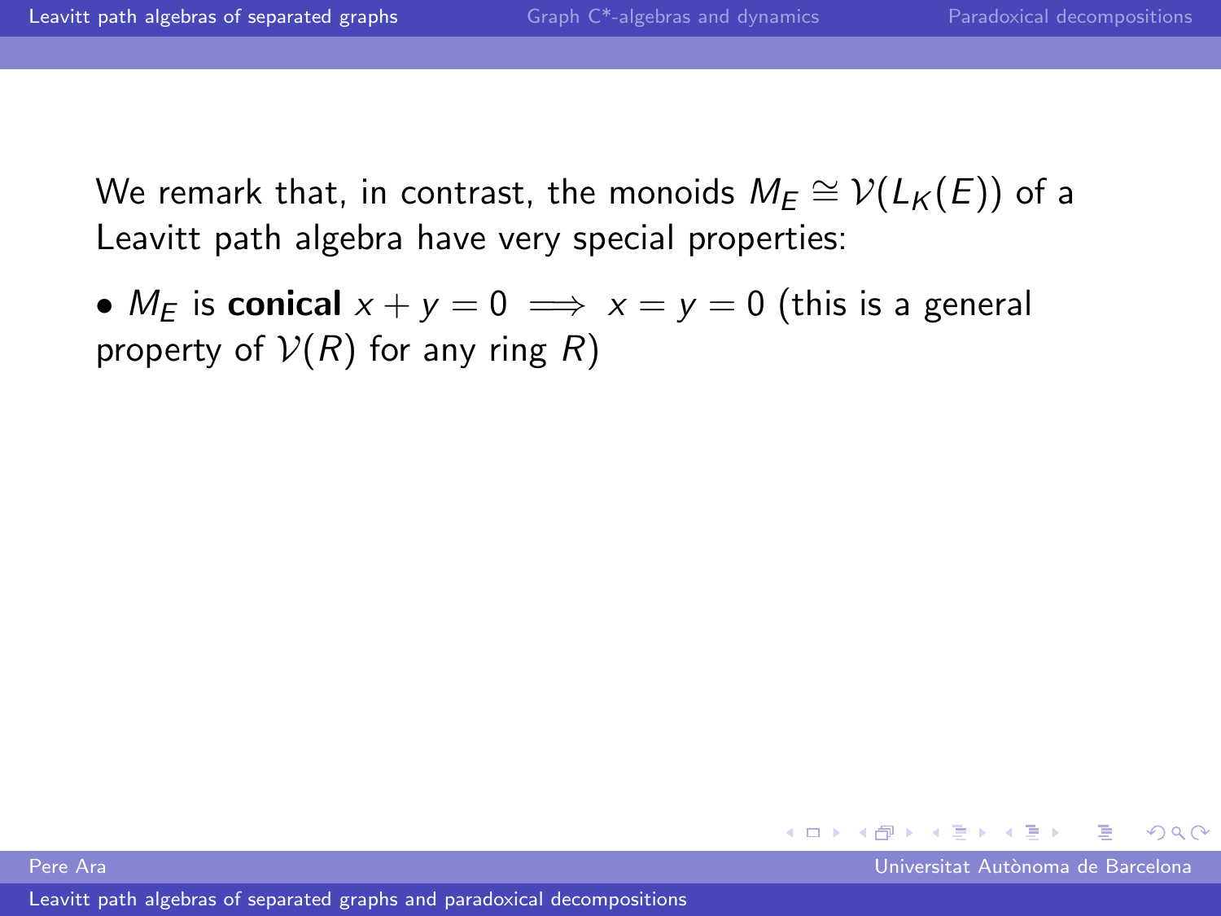We remark that, in contrast, the monoids $M_E \cong \mathcal{V}(L_K(E))$ of a Leavitt path algebra have very special properties:

- $M_E$ is **conical** $x + y = 0 \implies x = y = 0$ (this is a general property of $\mathcal{V}(R)$ for any ring $R$)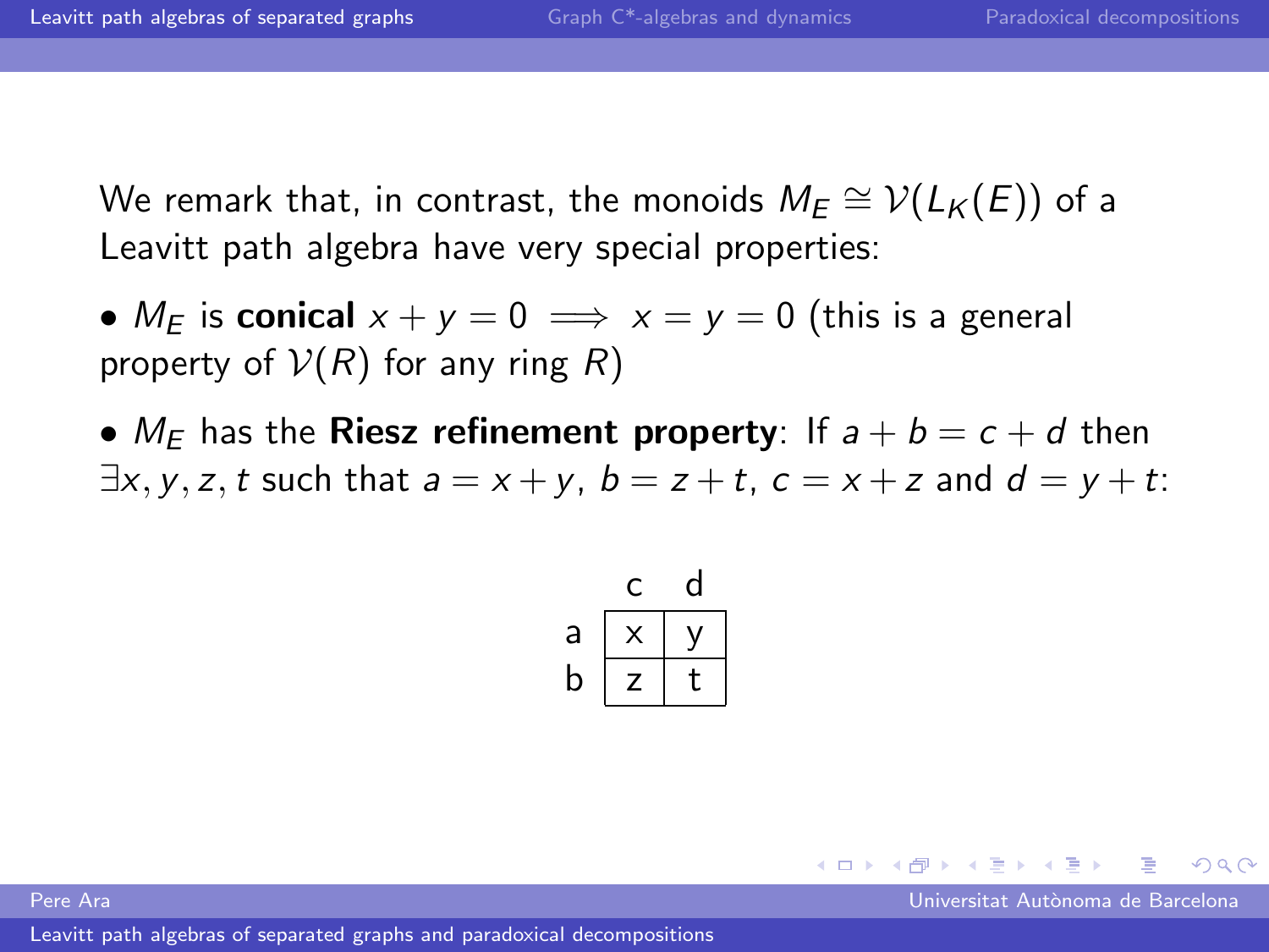We remark that, in contrast, the monoids $M_E \cong \mathcal{V}(L_K(E))$ of a Leavitt path algebra have very special properties:

• $M_E$ is **conical** $x + y = 0 \implies x = y = 0$ (this is a general property of $\mathcal{V}(R)$ for any ring $R$)

• $M_E$ has the **Riesz refinement property**: If $a + b = c + d$ then $\exists x, y, z, t$ such that $a = x + y$, $b = z + t$, $c = x + z$ and $d = y + t$:

| | c | d |
|---|---|---|
| a | x | y |
| b | z | t |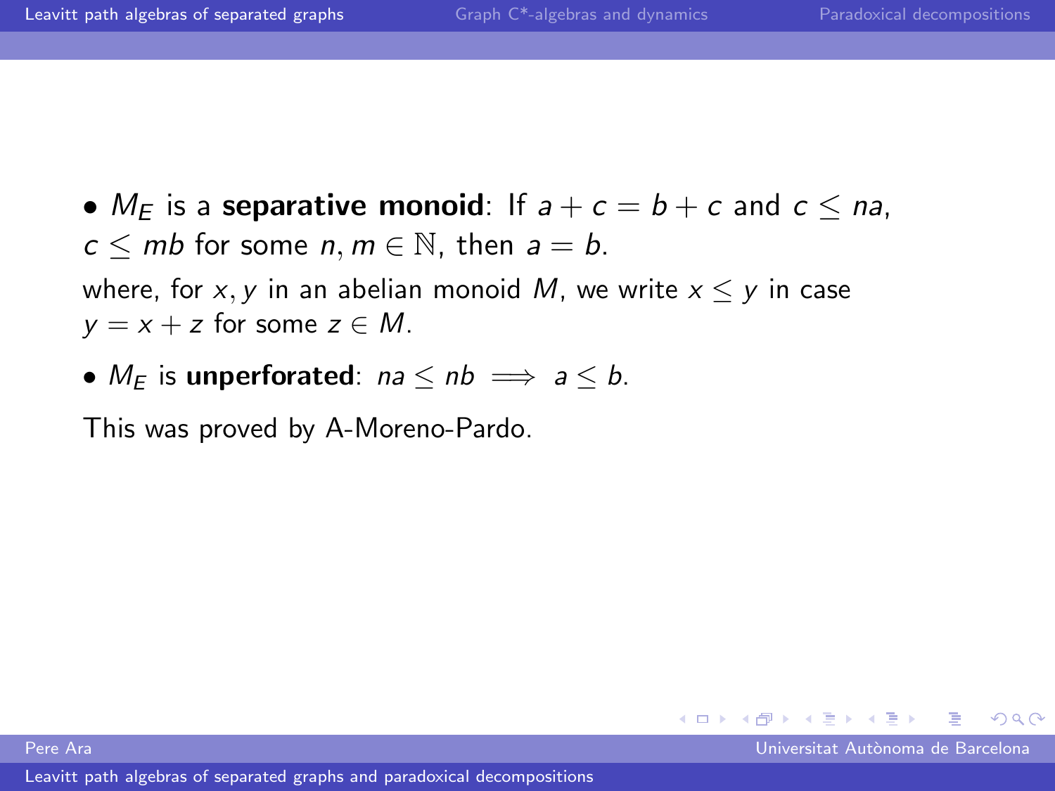- $M_E$ is a **separative monoid**: If $a + c = b + c$ and $c \leq na$, $c \leq mb$ for some $n, m \in \mathbb{N}$, then $a = b$.

where, for $x, y$ in an abelian monoid $M$, we write $x \leq y$ in case $y = x + z$ for some $z \in M$.

- $M_E$ is **unperforated**: $na \leq nb \implies a \leq b$.

This was proved by A-Moreno-Pardo.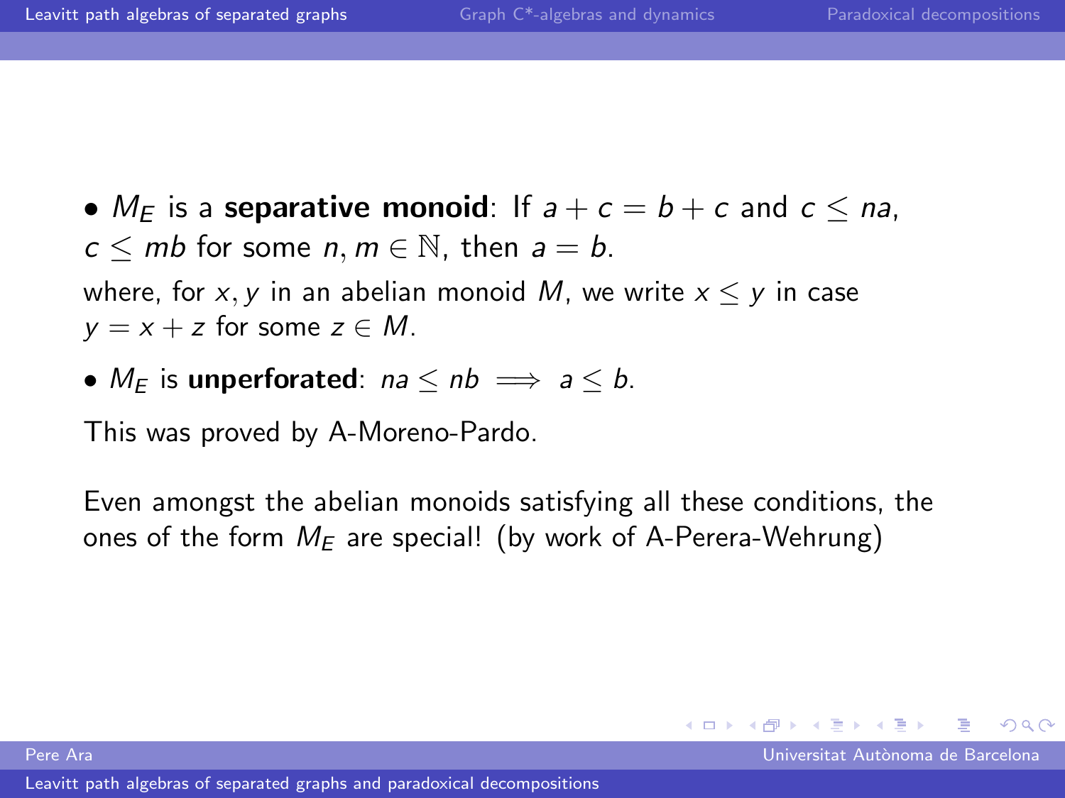- $M_E$ is a **separative monoid**: If $a + c = b + c$ and $c \leq na$, $c \leq mb$ for some $n, m \in \mathbb{N}$, then $a = b$.

where, for $x, y$ in an abelian monoid $M$, we write $x \leq y$ in case $y = x + z$ for some $z \in M$.

- $M_E$ is **unperforated**: $na \leq nb \implies a \leq b$.

This was proved by A-Moreno-Pardo.

Even amongst the abelian monoids satisfying all these conditions, the ones of the form $M_E$ are special! (by work of A-Perera-Wehrung)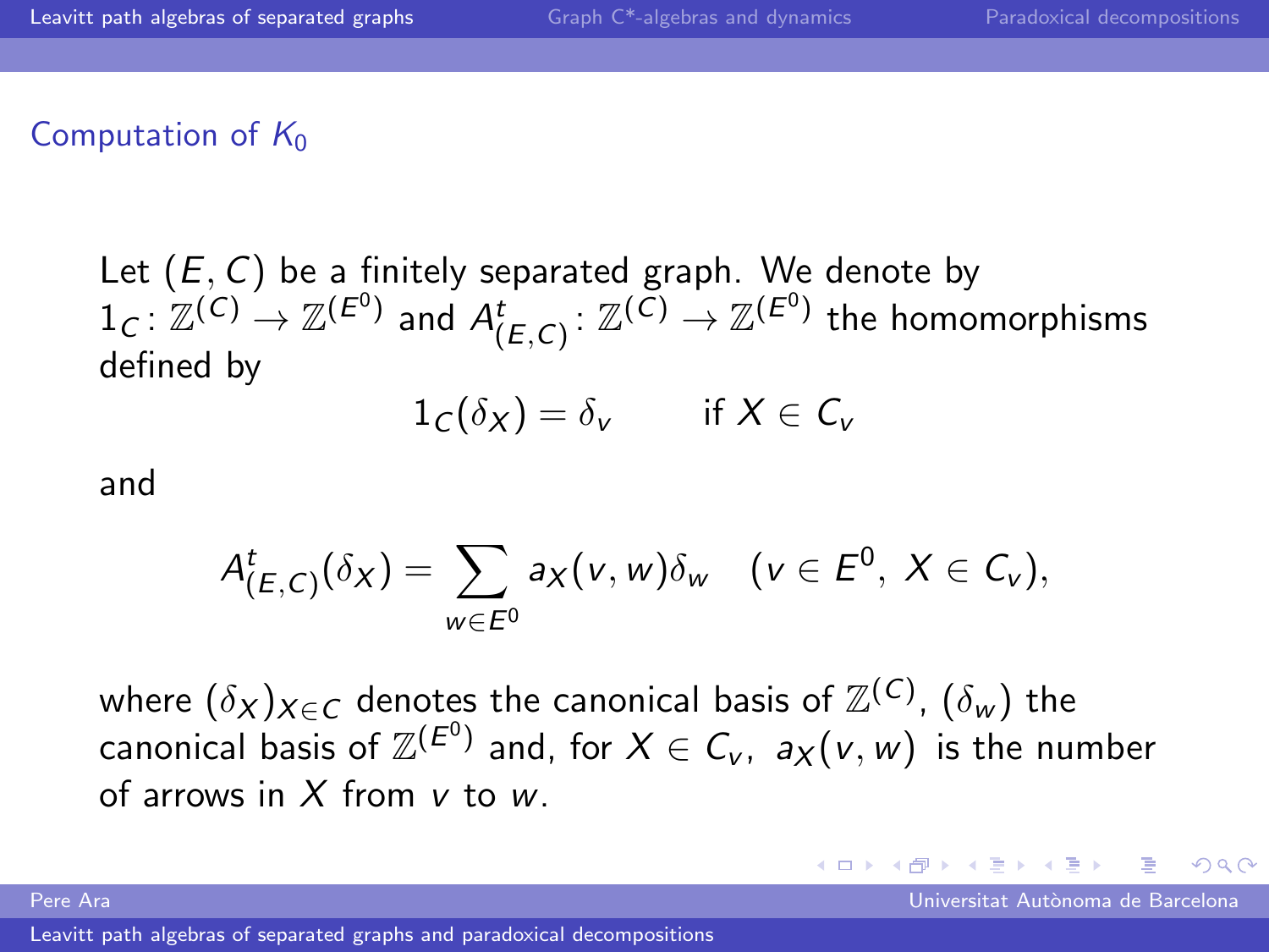## Computation of $K_0$

Let $(E, C)$ be a finitely separated graph. We denote by $1_C\colon \mathbb{Z}^{(C)} \to \mathbb{Z}^{(E^0)}$ and $A^t_{(E,C)}\colon \mathbb{Z}^{(C)} \to \mathbb{Z}^{(E^0)}$ the homomorphisms defined by

$$1_C(\delta_X) = \delta_v \qquad \text{if } X \in C_v$$

and

$$A^t_{(E,C)}(\delta_X) = \sum_{w \in E^0} a_X(v,w)\delta_w \quad (v \in E^0,\ X \in C_v),$$

where $(\delta_X)_{X\in C}$ denotes the canonical basis of $\mathbb{Z}^{(C)}$, $(\delta_w)$ the canonical basis of $\mathbb{Z}^{(E^0)}$ and, for $X \in C_v$, $a_X(v,w)$ is the number of arrows in $X$ from $v$ to $w$.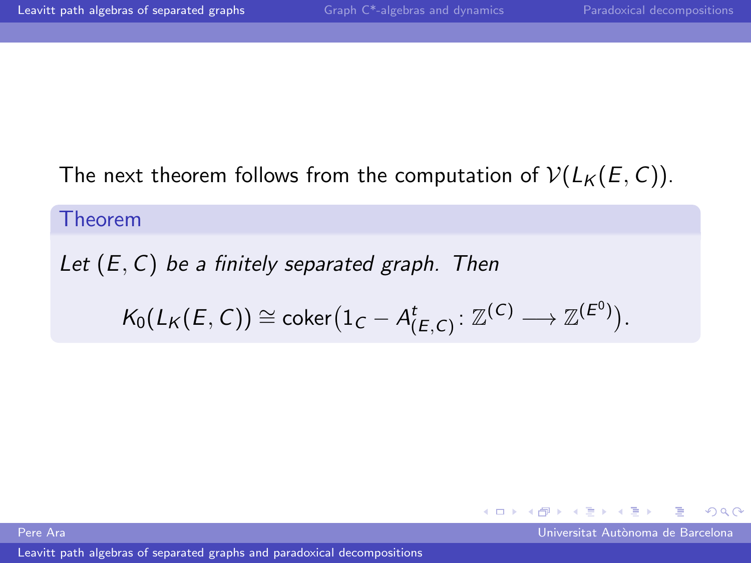The next theorem follows from the computation of $\mathcal{V}(L_K(E,C))$.

**Theorem**

*Let $(E,C)$ be a finitely separated graph. Then*

$$K_0(L_K(E,C)) \cong \operatorname{coker}\big(1_C - A^t_{(E,C)} \colon \mathbb{Z}^{(C)} \longrightarrow \mathbb{Z}^{(E^0)}\big).$$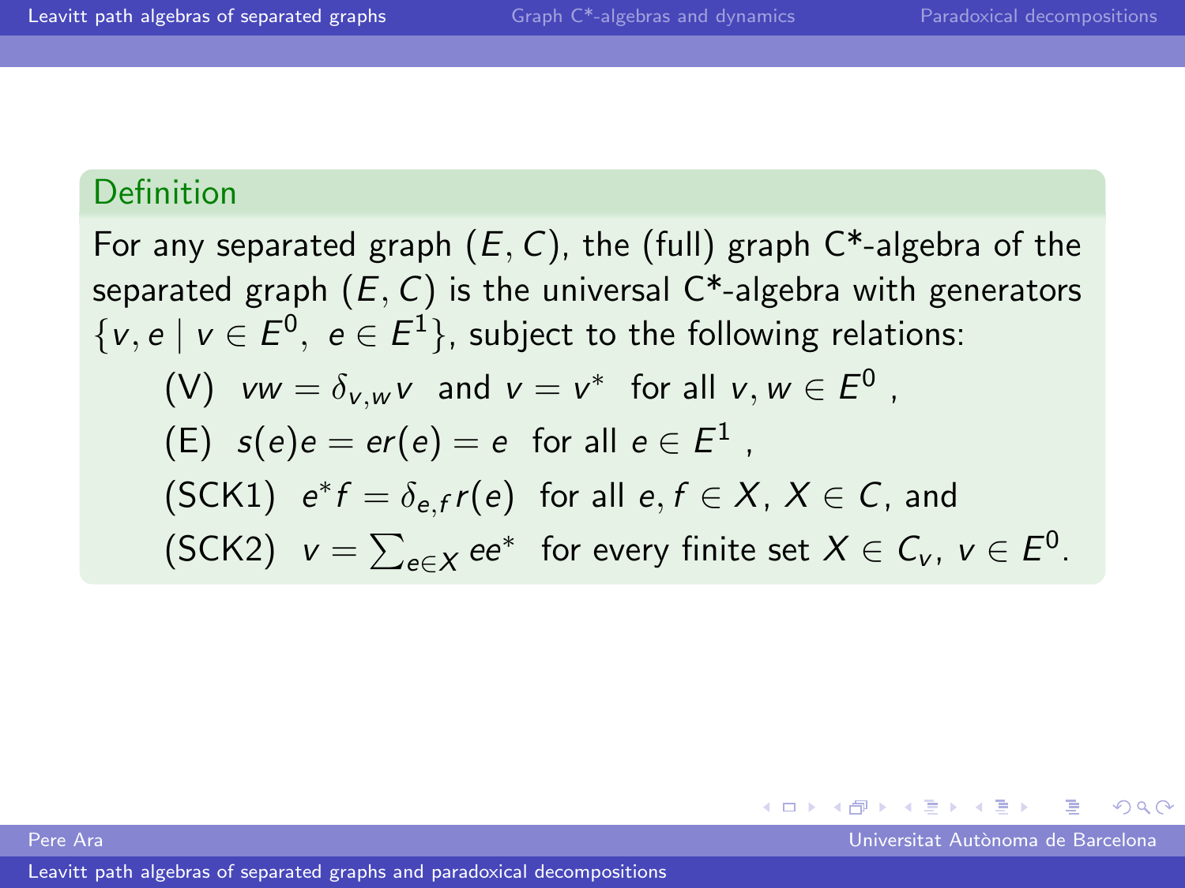**Definition**

For any separated graph $(E, C)$, the (full) graph C*-algebra of the separated graph $(E, C)$ is the universal C*-algebra with generators $\{v, e \mid v \in E^0,\ e \in E^1\}$, subject to the following relations:

(V) $vw = \delta_{v,w} v$ and $v = v^*$ for all $v, w \in E^0$ ,

(E) $s(e)e = er(e) = e$ for all $e \in E^1$ ,

(SCK1) $e^* f = \delta_{e,f} r(e)$ for all $e, f \in X$, $X \in C$, and

(SCK2) $v = \sum_{e \in X} ee^*$ for every finite set $X \in C_v$, $v \in E^0$.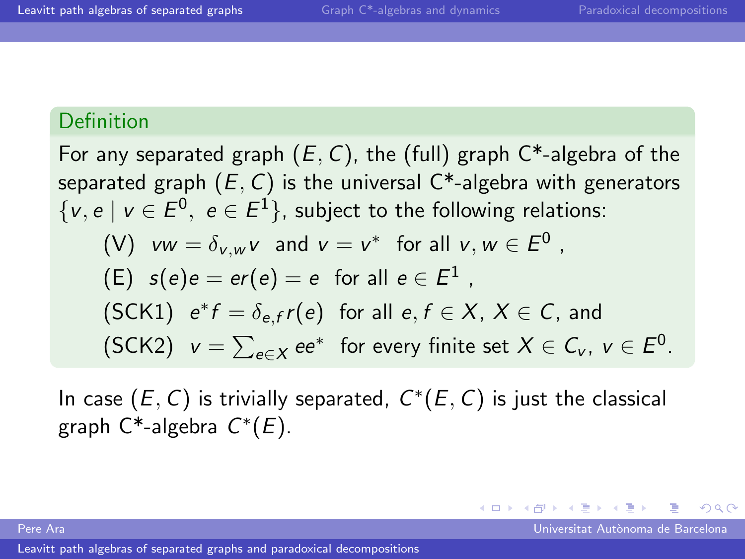**Definition**

For any separated graph $(E, C)$, the (full) graph C*-algebra of the separated graph $(E, C)$ is the universal C*-algebra with generators $\{v, e \mid v \in E^0,\ e \in E^1\}$, subject to the following relations:

(V) $vw = \delta_{v,w} v$ and $v = v^*$ for all $v, w \in E^0$ ,

(E) $s(e)e = er(e) = e$ for all $e \in E^1$ ,

(SCK1) $e^* f = \delta_{e,f} r(e)$ for all $e, f \in X$, $X \in C$, and

(SCK2) $v = \sum_{e \in X} ee^*$ for every finite set $X \in C_v$, $v \in E^0$.

In case $(E, C)$ is trivially separated, $C^*(E, C)$ is just the classical graph C*-algebra $C^*(E)$.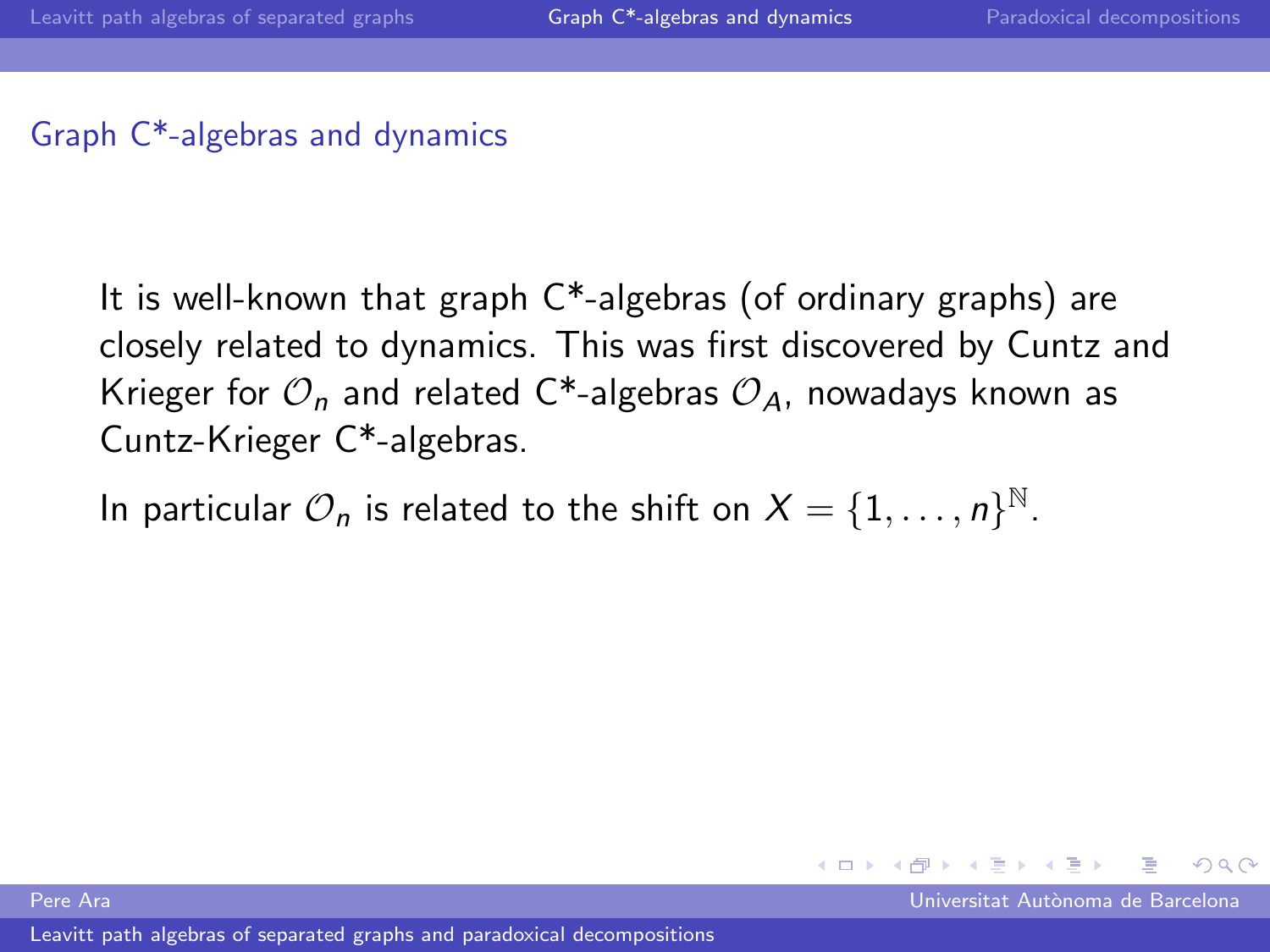## Graph C*-algebras and dynamics

It is well-known that graph C*-algebras (of ordinary graphs) are closely related to dynamics. This was first discovered by Cuntz and Krieger for $\mathcal{O}_n$ and related C*-algebras $\mathcal{O}_A$, nowadays known as Cuntz-Krieger C*-algebras.

In particular $\mathcal{O}_n$ is related to the shift on $X = \{1, \dots, n\}^{\mathbb{N}}$.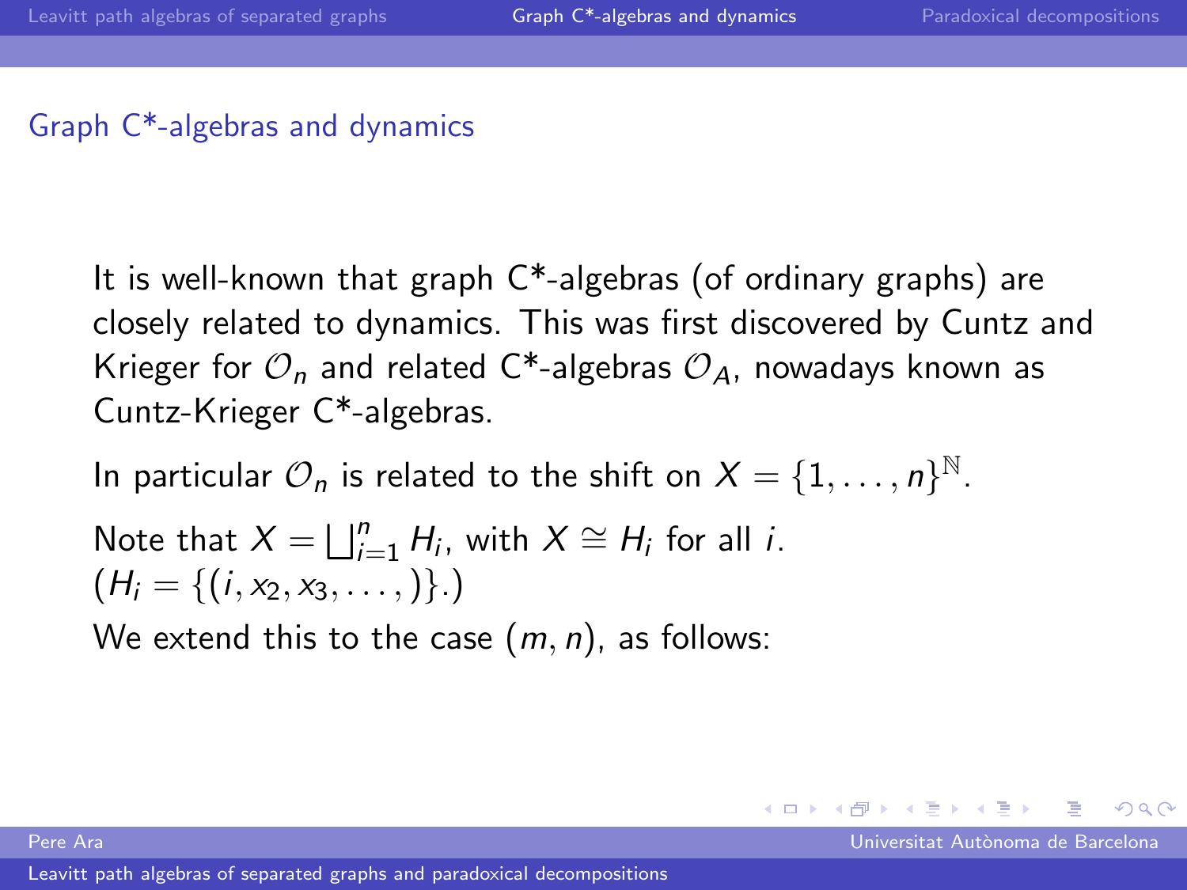## Graph C*-algebras and dynamics

It is well-known that graph C*-algebras (of ordinary graphs) are closely related to dynamics. This was first discovered by Cuntz and Krieger for $\mathcal{O}_n$ and related C*-algebras $\mathcal{O}_A$, nowadays known as Cuntz-Krieger C*-algebras.

In particular $\mathcal{O}_n$ is related to the shift on $X = \{1, \ldots, n\}^{\mathbb{N}}$.

Note that $X = \bigsqcup_{i=1}^{n} H_i$, with $X \cong H_i$ for all $i$.
($H_i = \{(i, x_2, x_3, \ldots, )\}$.)

We extend this to the case $(m, n)$, as follows: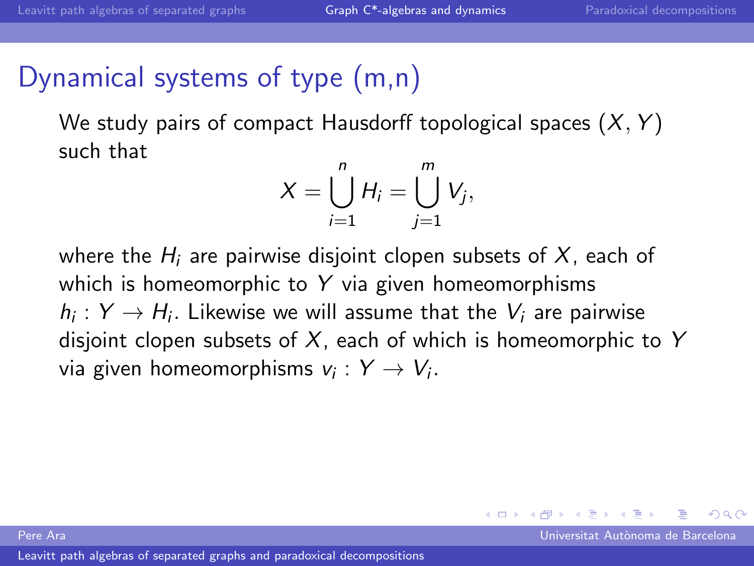# Dynamical systems of type (m,n)

We study pairs of compact Hausdorff topological spaces $(X, Y)$ such that

$$X = \bigcup_{i=1}^{n} H_i = \bigcup_{j=1}^{m} V_j,$$

where the $H_i$ are pairwise disjoint clopen subsets of $X$, each of which is homeomorphic to $Y$ via given homeomorphisms $h_i : Y \to H_i$. Likewise we will assume that the $V_i$ are pairwise disjoint clopen subsets of $X$, each of which is homeomorphic to $Y$ via given homeomorphisms $v_i : Y \to V_i$.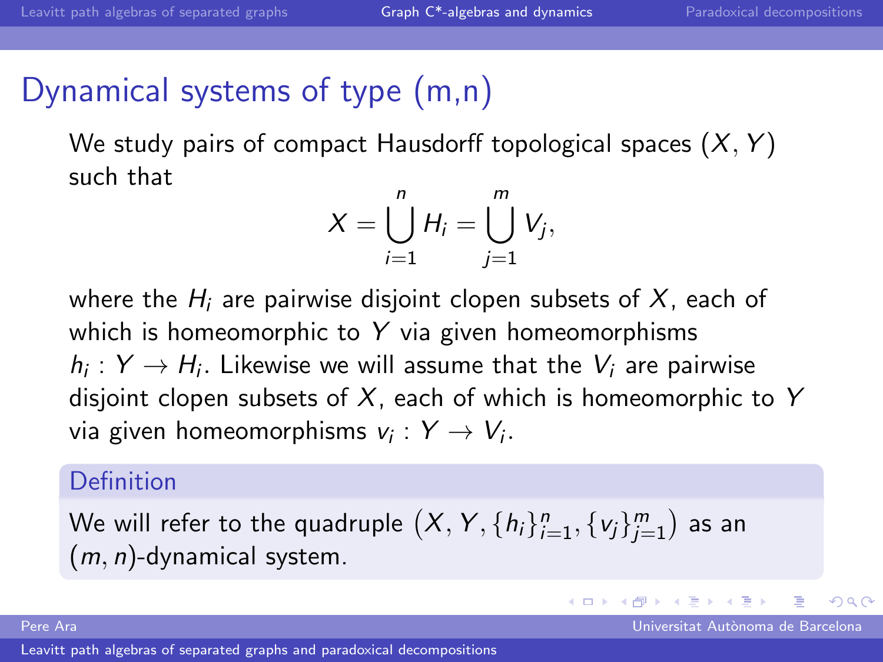# Dynamical systems of type (m,n)

We study pairs of compact Hausdorff topological spaces $(X, Y)$ such that

$$X = \bigcup_{i=1}^{n} H_i = \bigcup_{j=1}^{m} V_j,$$

where the $H_i$ are pairwise disjoint clopen subsets of $X$, each of which is homeomorphic to $Y$ via given homeomorphisms $h_i : Y \to H_i$. Likewise we will assume that the $V_i$ are pairwise disjoint clopen subsets of $X$, each of which is homeomorphic to $Y$ via given homeomorphisms $v_i : Y \to V_i$.

**Definition**

We will refer to the quadruple $\big(X, Y, \{h_i\}_{i=1}^{n}, \{v_j\}_{j=1}^{m}\big)$ as an $(m, n)$-dynamical system.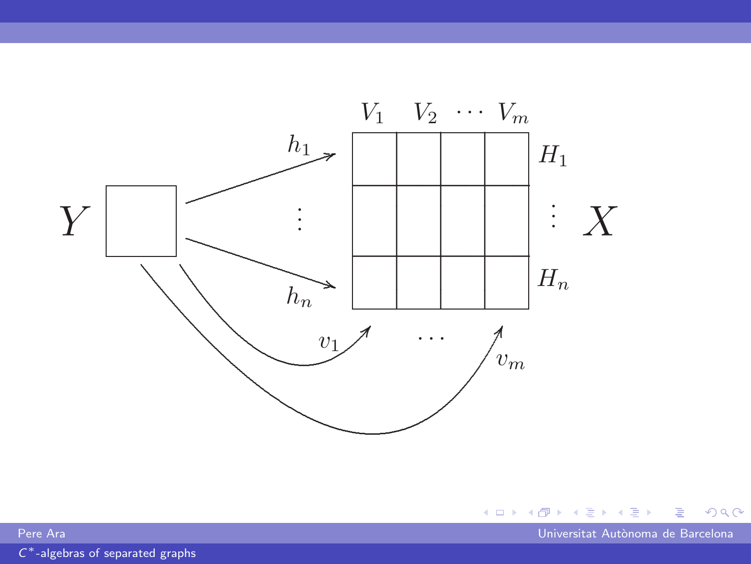$V_1 \quad V_2 \quad \cdots \quad V_m$

$h_1$, $\vdots$, $h_n$

$Y$ $\qquad$ $X$

$H_1$, $\vdots$, $H_n$

$v_1 \quad \cdots \quad v_m$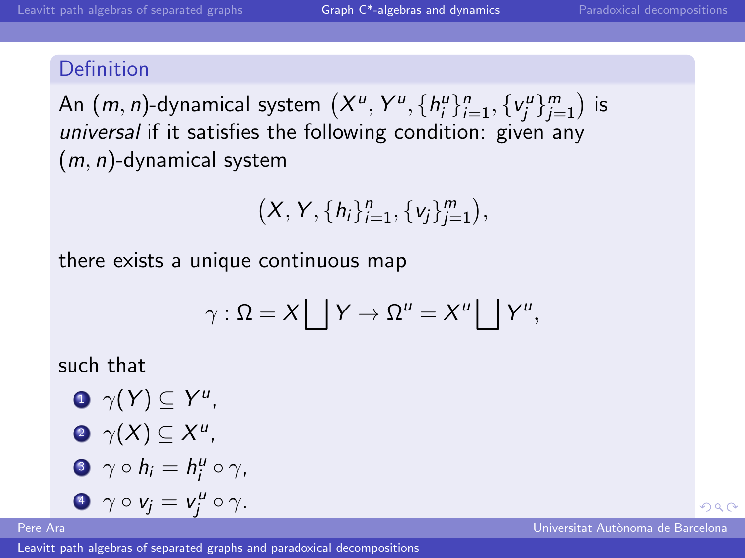**Definition**

An $(m, n)$-dynamical system $\big(X^u, Y^u, \{h_i^u\}_{i=1}^n, \{v_j^u\}_{j=1}^m\big)$ is *universal* if it satisfies the following condition: given any $(m, n)$-dynamical system

$$\big(X, Y, \{h_i\}_{i=1}^n, \{v_j\}_{j=1}^m\big),$$

there exists a unique continuous map

$$\gamma : \Omega = X \bigsqcup Y \to \Omega^u = X^u \bigsqcup Y^u,$$

such that

1. $\gamma(Y) \subseteq Y^u$,
2. $\gamma(X) \subseteq X^u$,
3. $\gamma \circ h_i = h_i^u \circ \gamma$,
4. $\gamma \circ v_j = v_j^u \circ \gamma$.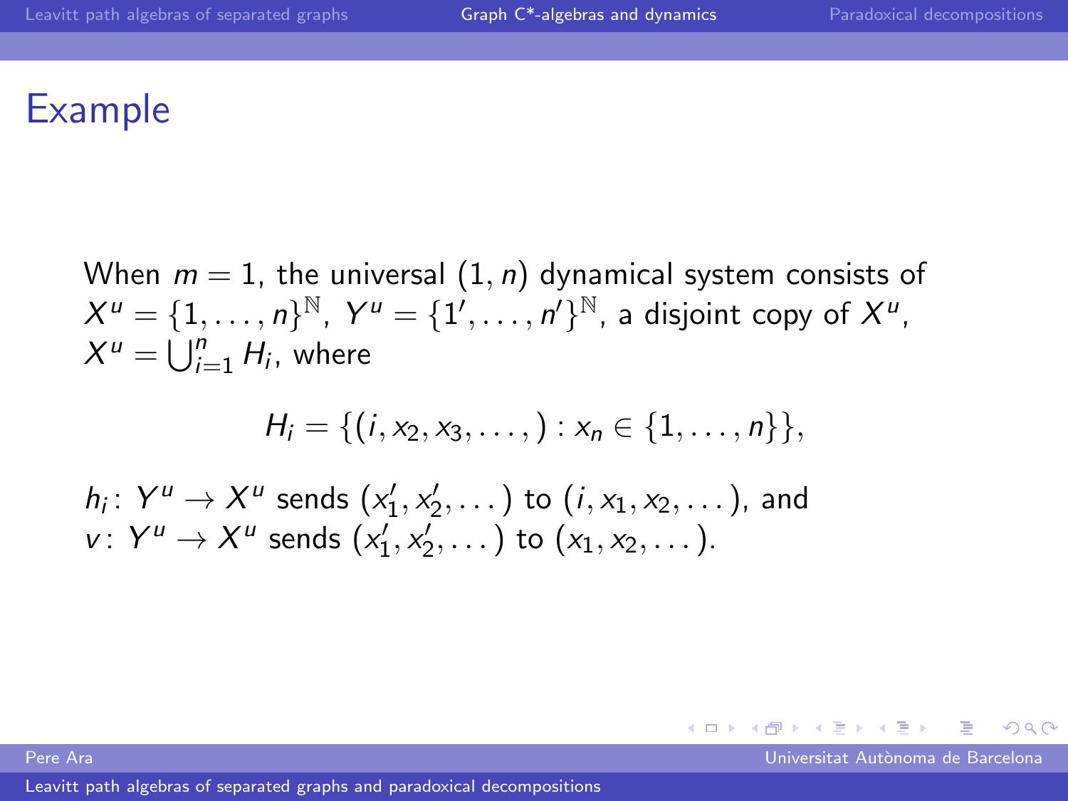# Example

When $m = 1$, the universal $(1, n)$ dynamical system consists of $X^u = \{1, \dots, n\}^{\mathbb{N}}$, $Y^u = \{1', \dots, n'\}^{\mathbb{N}}$, a disjoint copy of $X^u$, $X^u = \bigcup_{i=1}^{n} H_i$, where

$$H_i = \{(i, x_2, x_3, \dots, ) : x_n \in \{1, \dots, n\}\},$$

$h_i \colon Y^u \to X^u$ sends $(x_1', x_2', \dots)$ to $(i, x_1, x_2, \dots)$, and $v \colon Y^u \to X^u$ sends $(x_1', x_2', \dots)$ to $(x_1, x_2, \dots)$.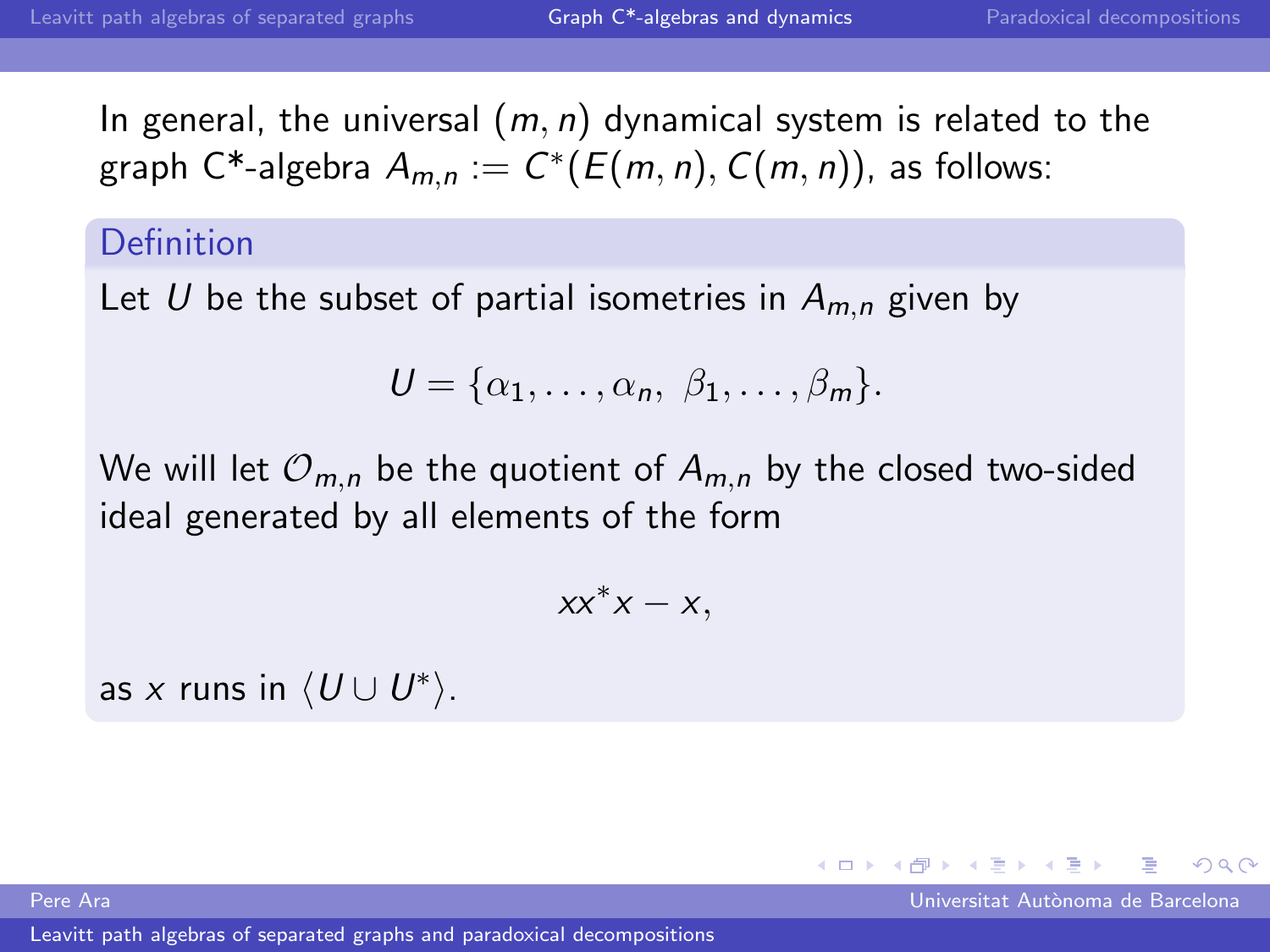In general, the universal $(m, n)$ dynamical system is related to the graph C*-algebra $A_{m,n} := C^*(E(m,n), C(m,n))$, as follows:

**Definition**

Let $U$ be the subset of partial isometries in $A_{m,n}$ given by

$$U = \{\alpha_1, \ldots, \alpha_n, \ \beta_1, \ldots, \beta_m\}.$$

We will let $\mathcal{O}_{m,n}$ be the quotient of $A_{m,n}$ by the closed two-sided ideal generated by all elements of the form

$$xx^*x - x,$$

as $x$ runs in $\langle U \cup U^* \rangle$.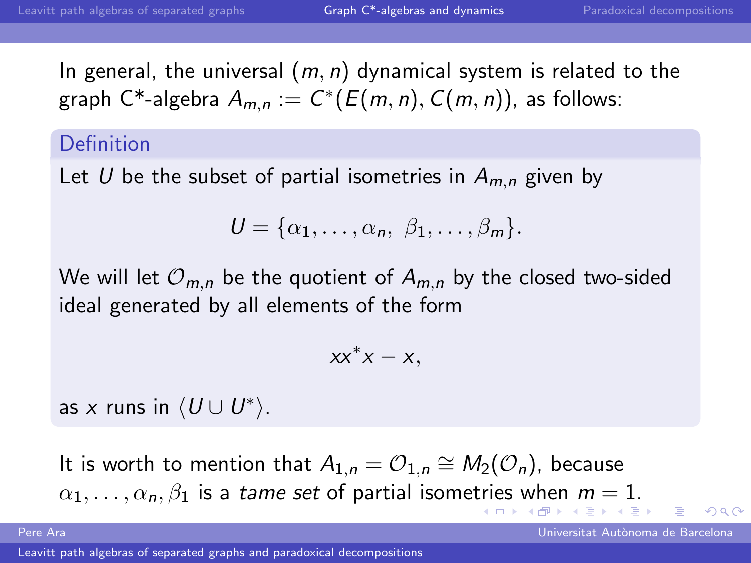In general, the universal $(m, n)$ dynamical system is related to the graph C*-algebra $A_{m,n} := C^*(E(m,n), C(m,n))$, as follows:

**Definition**

Let $U$ be the subset of partial isometries in $A_{m,n}$ given by

$$U = \{\alpha_1, \dots, \alpha_n, \ \beta_1, \dots, \beta_m\}.$$

We will let $\mathcal{O}_{m,n}$ be the quotient of $A_{m,n}$ by the closed two-sided ideal generated by all elements of the form

$$xx^*x - x,$$

as $x$ runs in $\langle U \cup U^* \rangle$.

It is worth to mention that $A_{1,n} = \mathcal{O}_{1,n} \cong M_2(\mathcal{O}_n)$, because $\alpha_1, \dots, \alpha_n, \beta_1$ is a *tame set* of partial isometries when $m = 1$.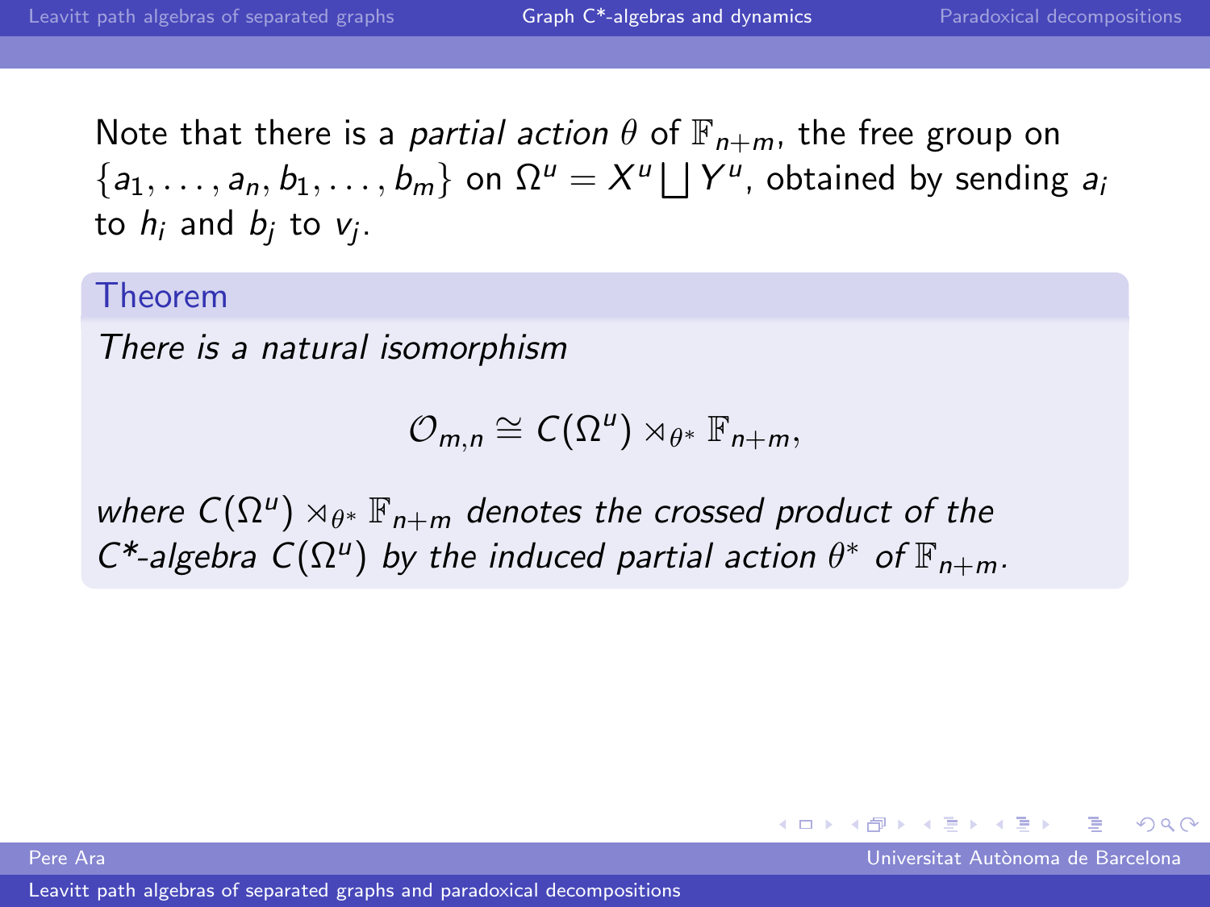Note that there is a *partial action* $\theta$ of $\mathbb{F}_{n+m}$, the free group on $\{a_1, \dots, a_n, b_1, \dots, b_m\}$ on $\Omega^u = X^u \bigsqcup Y^u$, obtained by sending $a_i$ to $h_i$ and $b_j$ to $v_j$.

**Theorem**

*There is a natural isomorphism*

$$\mathcal{O}_{m,n} \cong C(\Omega^u) \rtimes_{\theta^*} \mathbb{F}_{n+m},$$

*where $C(\Omega^u) \rtimes_{\theta^*} \mathbb{F}_{n+m}$ denotes the crossed product of the C\*-algebra $C(\Omega^u)$ by the induced partial action $\theta^*$ of $\mathbb{F}_{n+m}$.*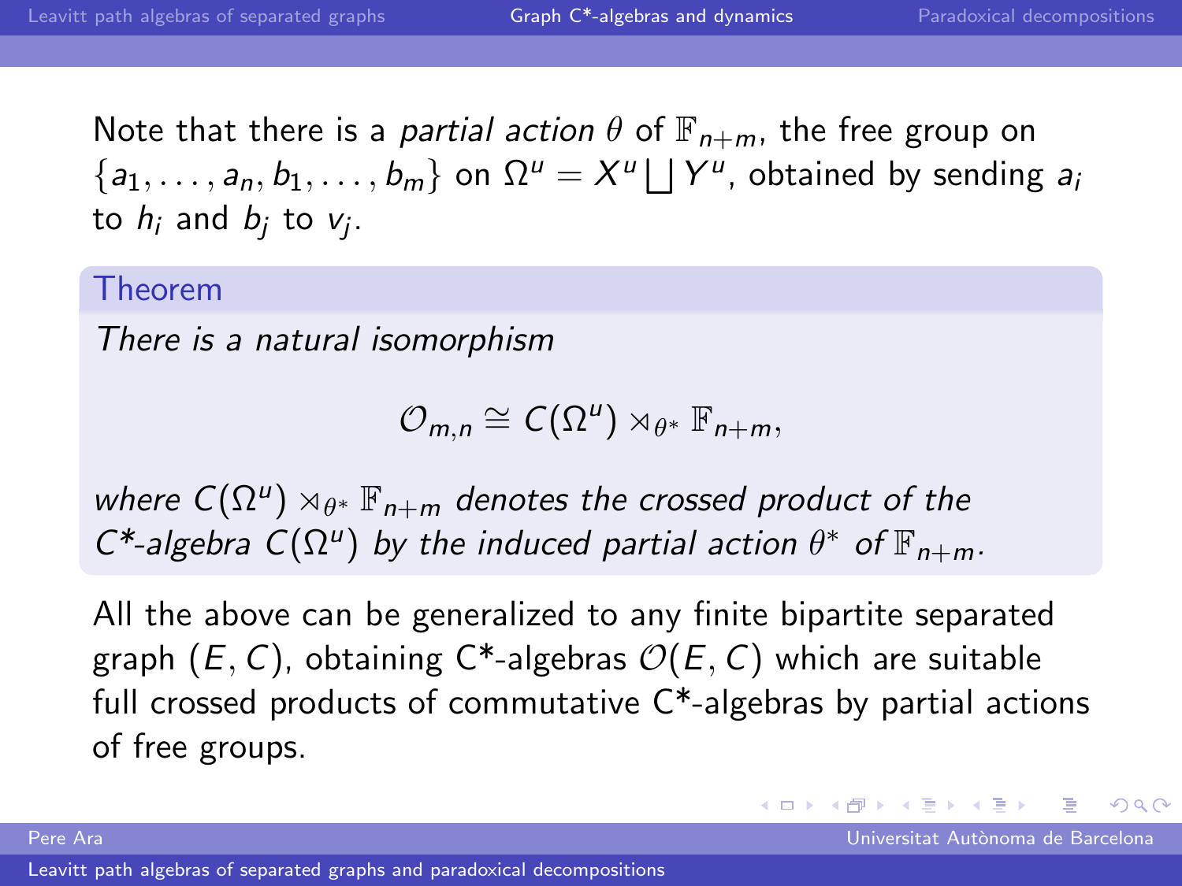Note that there is a *partial action* $\theta$ of $\mathbb{F}_{n+m}$, the free group on $\{a_1, \dots, a_n, b_1, \dots, b_m\}$ on $\Omega^u = X^u \bigsqcup Y^u$, obtained by sending $a_i$ to $h_i$ and $b_j$ to $v_j$.

**Theorem**

*There is a natural isomorphism*

$$\mathcal{O}_{m,n} \cong C(\Omega^u) \rtimes_{\theta^*} \mathbb{F}_{n+m},$$

*where $C(\Omega^u) \rtimes_{\theta^*} \mathbb{F}_{n+m}$ denotes the crossed product of the C\*-algebra $C(\Omega^u)$ by the induced partial action $\theta^*$ of $\mathbb{F}_{n+m}$.*

All the above can be generalized to any finite bipartite separated graph $(E, C)$, obtaining C\*-algebras $\mathcal{O}(E, C)$ which are suitable full crossed products of commutative C\*-algebras by partial actions of free groups.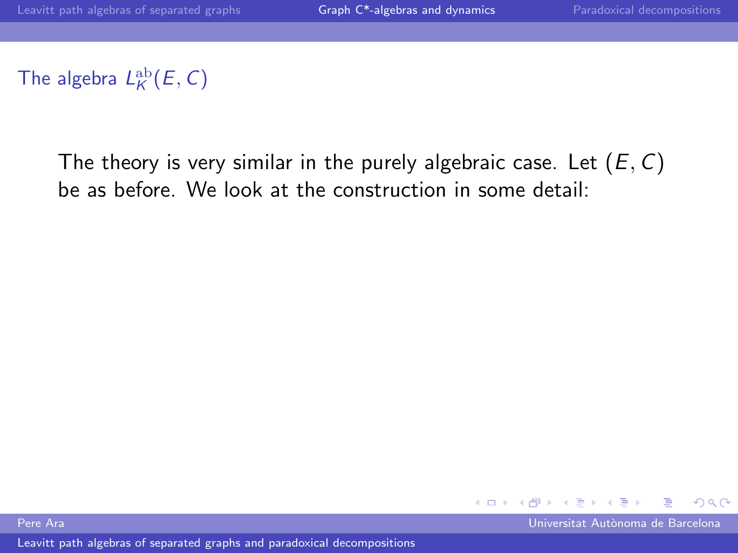## The algebra $L_K^{\mathrm{ab}}(E, C)$

The theory is very similar in the purely algebraic case. Let $(E, C)$ be as before. We look at the construction in some detail: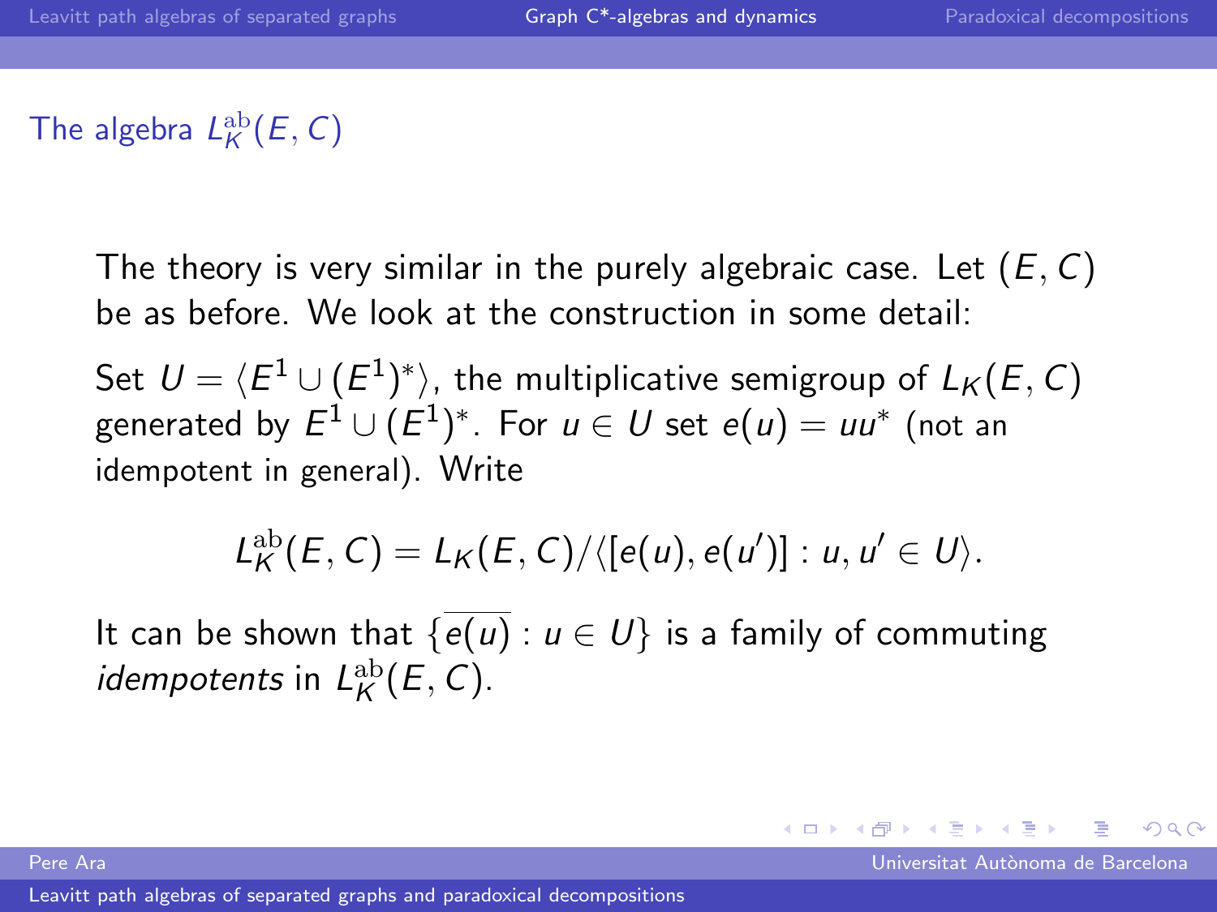## The algebra $L_K^{\mathrm{ab}}(E, C)$

The theory is very similar in the purely algebraic case. Let $(E, C)$ be as before. We look at the construction in some detail:

Set $U = \langle E^1 \cup (E^1)^* \rangle$, the multiplicative semigroup of $L_K(E, C)$ generated by $E^1 \cup (E^1)^*$. For $u \in U$ set $e(u) = uu^*$ (not an idempotent in general). Write

$$L_K^{\mathrm{ab}}(E, C) = L_K(E, C)/\langle [e(u), e(u')] : u, u' \in U \rangle.$$

It can be shown that $\{\overline{e(u)} : u \in U\}$ is a family of commuting *idempotents* in $L_K^{\mathrm{ab}}(E, C)$.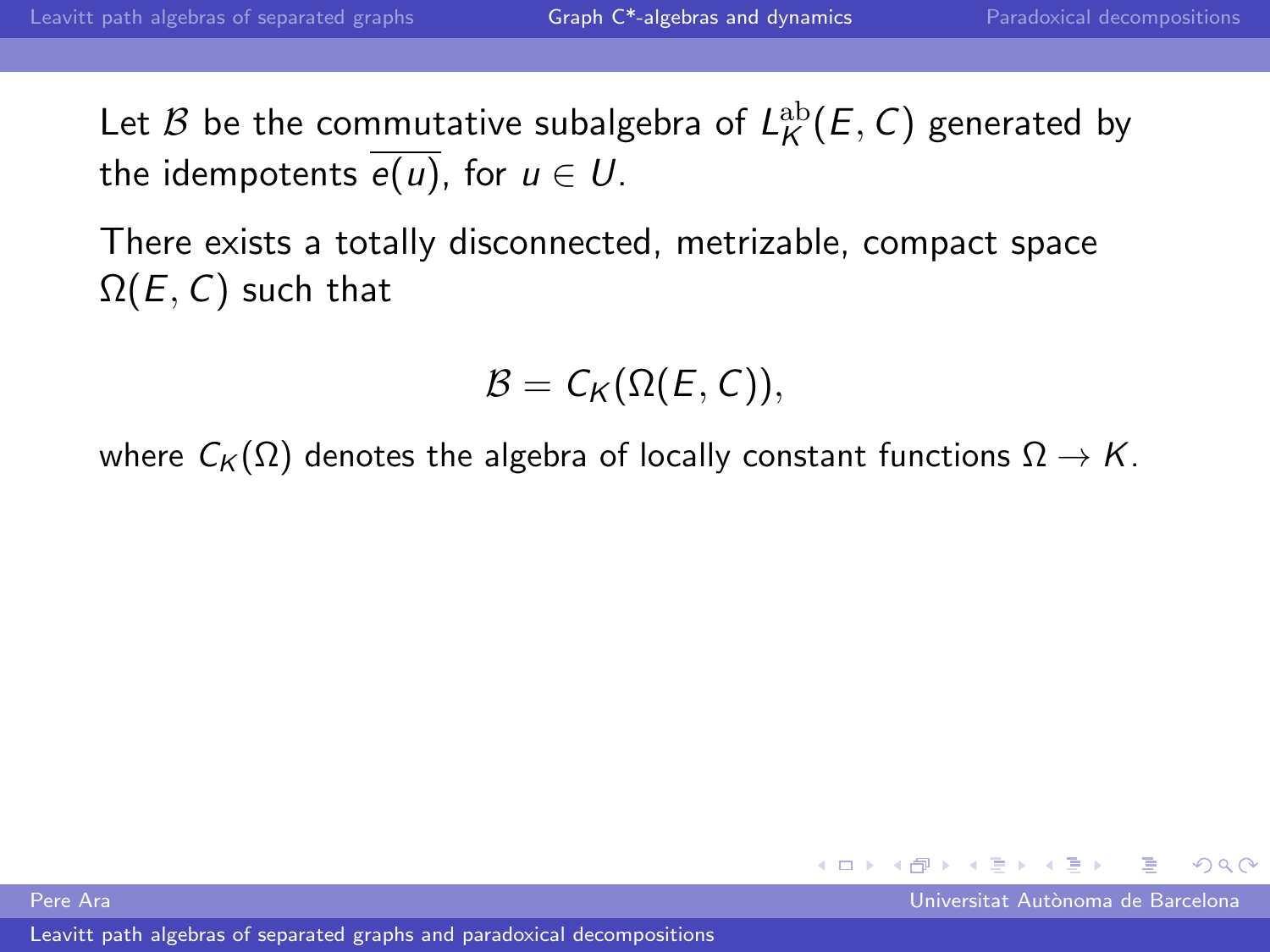Let $\mathcal{B}$ be the commutative subalgebra of $L_K^{\mathrm{ab}}(E, C)$ generated by the idempotents $\overline{e(u)}$, for $u \in U$.

There exists a totally disconnected, metrizable, compact space $\Omega(E, C)$ such that

$$\mathcal{B} = C_K(\Omega(E, C)),$$

where $C_K(\Omega)$ denotes the algebra of locally constant functions $\Omega \to K$.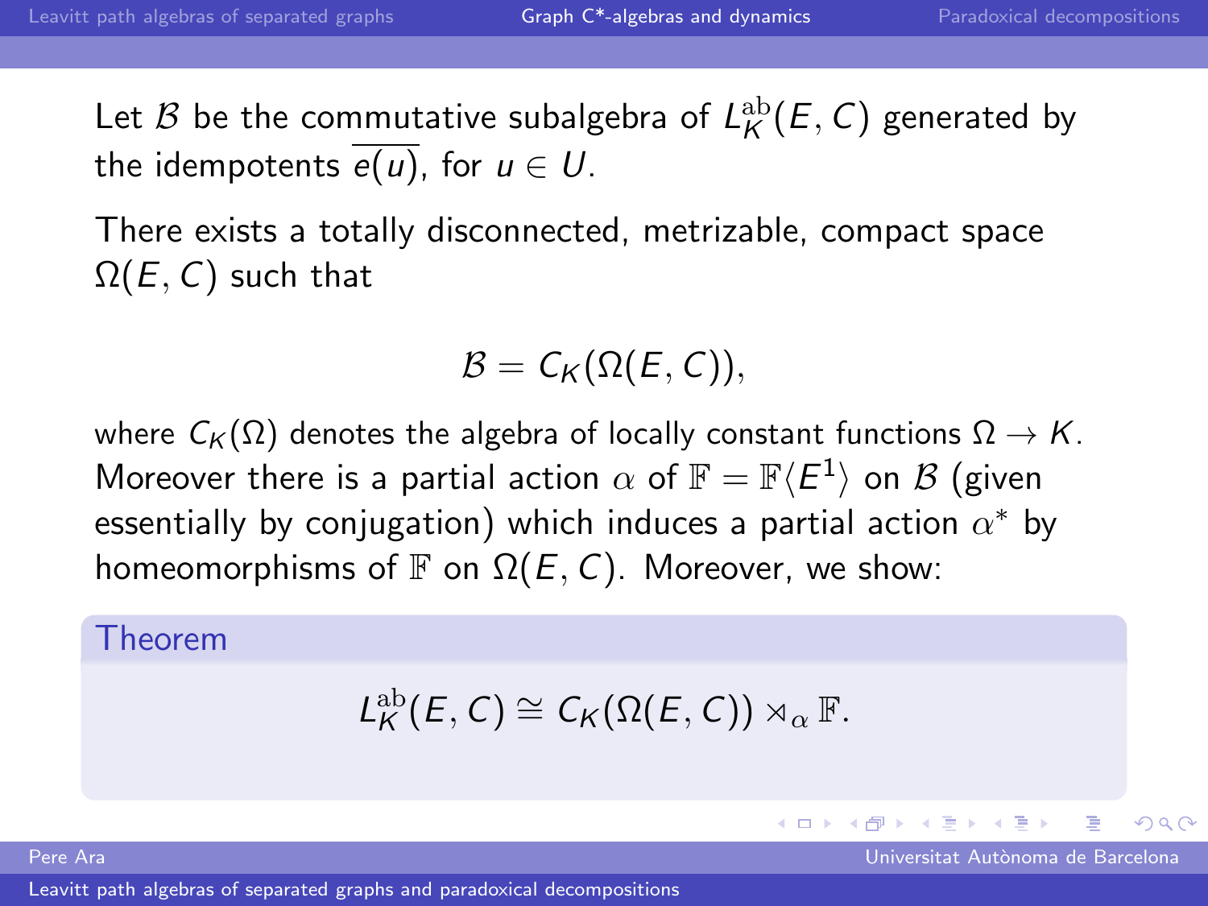Let $\mathcal{B}$ be the commutative subalgebra of $L_K^{\mathrm{ab}}(E, C)$ generated by the idempotents $\overline{e(u)}$, for $u \in U$.

There exists a totally disconnected, metrizable, compact space $\Omega(E, C)$ such that

$$\mathcal{B} = C_K(\Omega(E, C)),$$

where $C_K(\Omega)$ denotes the algebra of locally constant functions $\Omega \to K$. Moreover there is a partial action $\alpha$ of $\mathbb{F} = \mathbb{F}\langle E^1 \rangle$ on $\mathcal{B}$ (given essentially by conjugation) which induces a partial action $\alpha^*$ by homeomorphisms of $\mathbb{F}$ on $\Omega(E, C)$. Moreover, we show:

**Theorem**

$$L_K^{\mathrm{ab}}(E, C) \cong C_K(\Omega(E, C)) \rtimes_\alpha \mathbb{F}.$$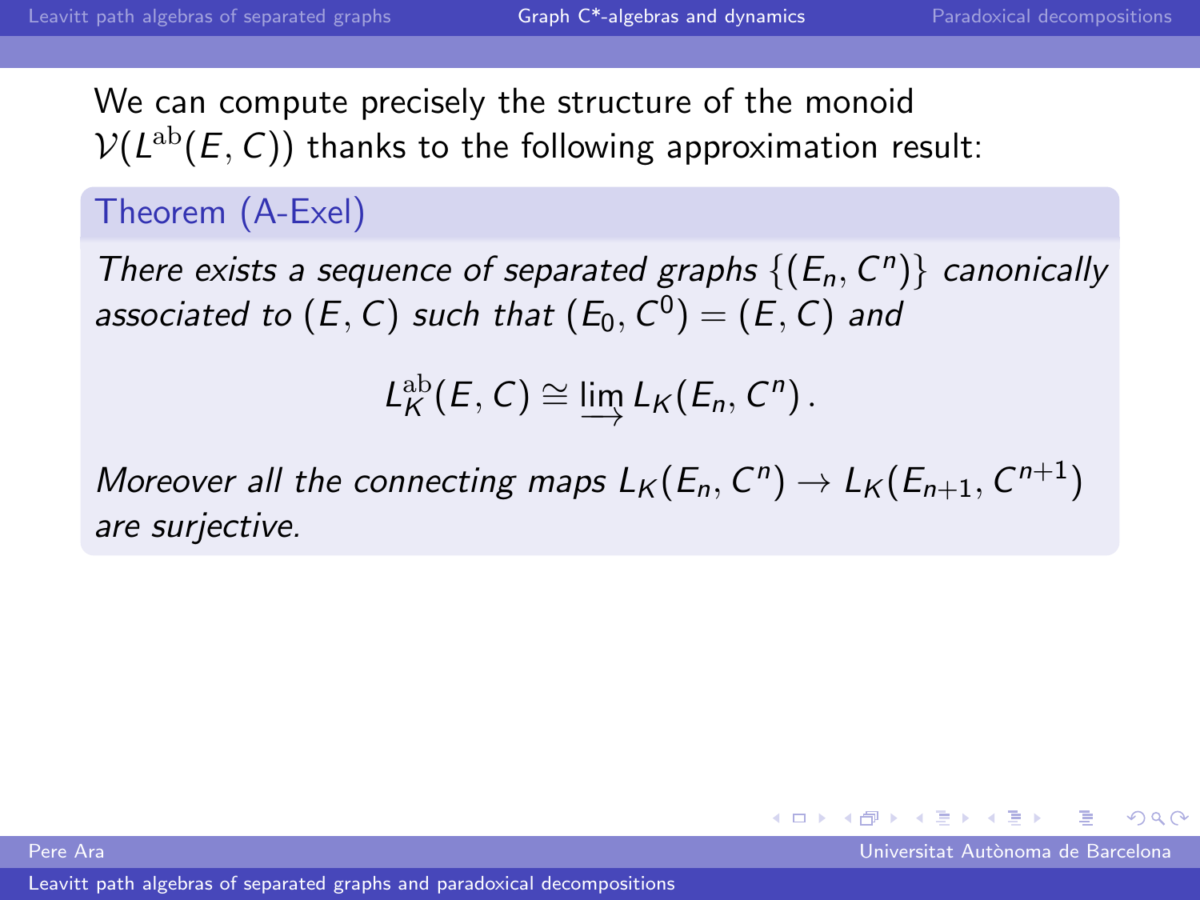We can compute precisely the structure of the monoid $\mathcal{V}(L^{\mathrm{ab}}(E, C))$ thanks to the following approximation result:

**Theorem (A-Exel)**

*There exists a sequence of separated graphs $\{(E_n, C^n)\}$ canonically associated to $(E, C)$ such that $(E_0, C^0) = (E, C)$ and*

$$L_K^{\mathrm{ab}}(E, C) \cong \varinjlim L_K(E_n, C^n) \, .$$

*Moreover all the connecting maps $L_K(E_n, C^n) \to L_K(E_{n+1}, C^{n+1})$ are surjective.*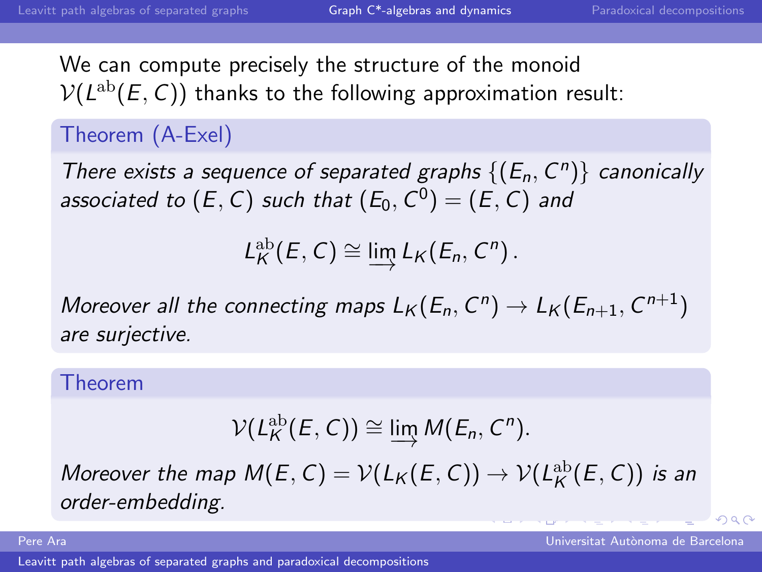We can compute precisely the structure of the monoid $\mathcal{V}(L^{\mathrm{ab}}(E,C))$ thanks to the following approximation result:

**Theorem (A-Exel)**

*There exists a sequence of separated graphs $\{(E_n, C^n)\}$ canonically associated to $(E,C)$ such that $(E_0, C^0) = (E, C)$ and*

$$L_K^{\mathrm{ab}}(E,C) \cong \varinjlim L_K(E_n, C^n)\,.$$

*Moreover all the connecting maps $L_K(E_n, C^n) \to L_K(E_{n+1}, C^{n+1})$ are surjective.*

**Theorem**

$$\mathcal{V}(L_K^{\mathrm{ab}}(E,C)) \cong \varinjlim M(E_n, C^n).$$

*Moreover the map $M(E,C) = \mathcal{V}(L_K(E,C)) \to \mathcal{V}(L_K^{\mathrm{ab}}(E,C))$ is an order-embedding.*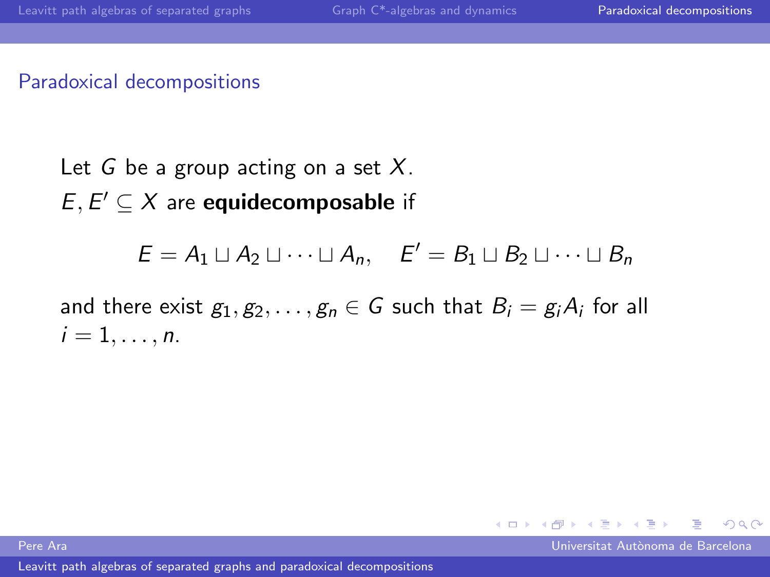## Paradoxical decompositions

Let $G$ be a group acting on a set $X$.
$E, E' \subseteq X$ are **equidecomposable** if

$$E = A_1 \sqcup A_2 \sqcup \cdots \sqcup A_n, \quad E' = B_1 \sqcup B_2 \sqcup \cdots \sqcup B_n$$

and there exist $g_1, g_2, \ldots, g_n \in G$ such that $B_i = g_i A_i$ for all $i = 1, \ldots, n$.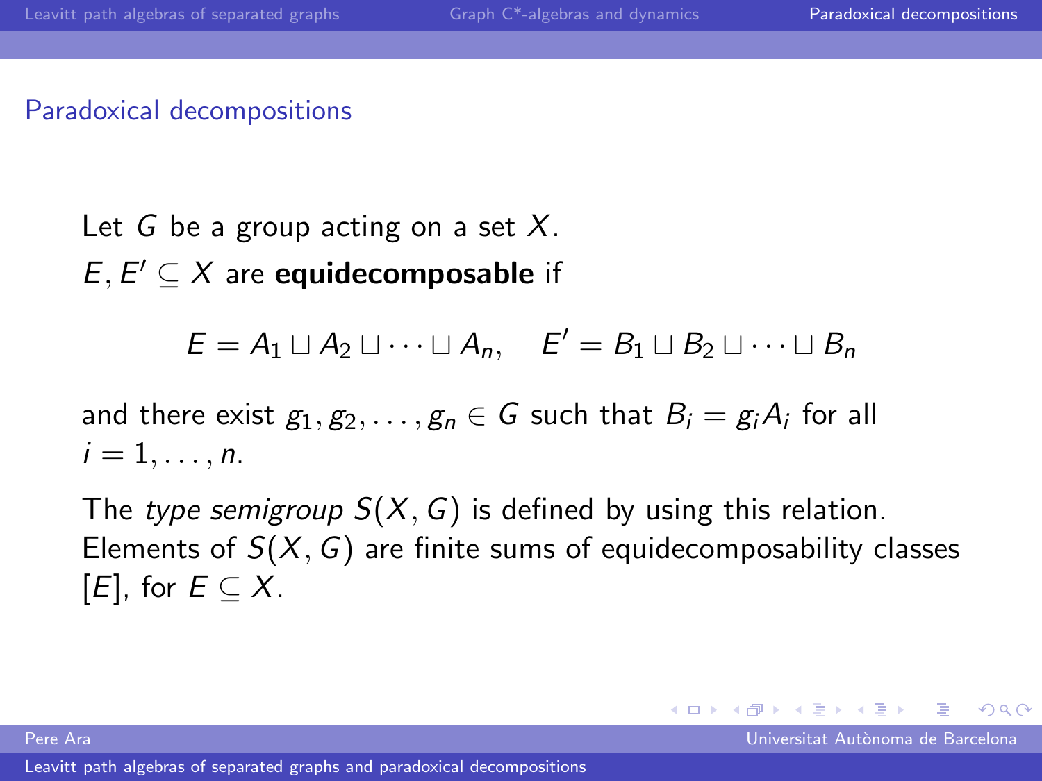## Paradoxical decompositions

Let $G$ be a group acting on a set $X$.
$E, E' \subseteq X$ are **equidecomposable** if

$$E = A_1 \sqcup A_2 \sqcup \cdots \sqcup A_n, \quad E' = B_1 \sqcup B_2 \sqcup \cdots \sqcup B_n$$

and there exist $g_1, g_2, \ldots, g_n \in G$ such that $B_i = g_i A_i$ for all $i = 1, \ldots, n$.

The *type semigroup* $S(X, G)$ is defined by using this relation. Elements of $S(X, G)$ are finite sums of equidecomposability classes $[E]$, for $E \subseteq X$.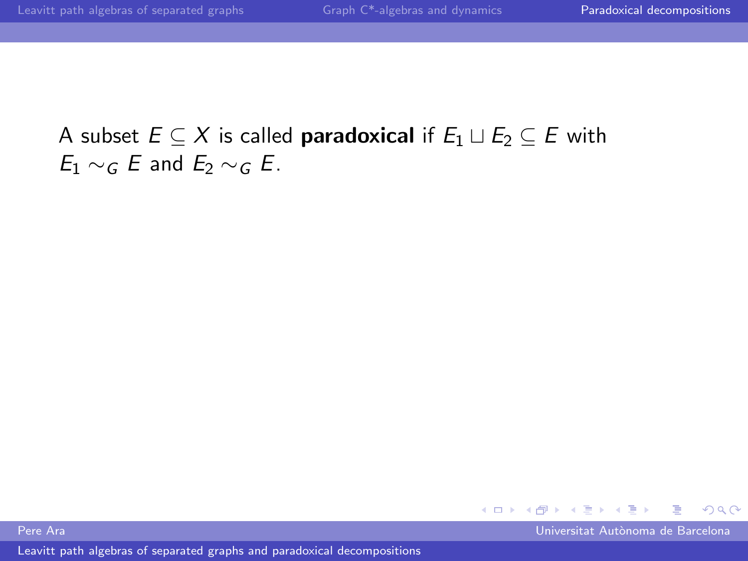A subset $E \subseteq X$ is called **paradoxical** if $E_1 \sqcup E_2 \subseteq E$ with $E_1 \sim_G E$ and $E_2 \sim_G E$.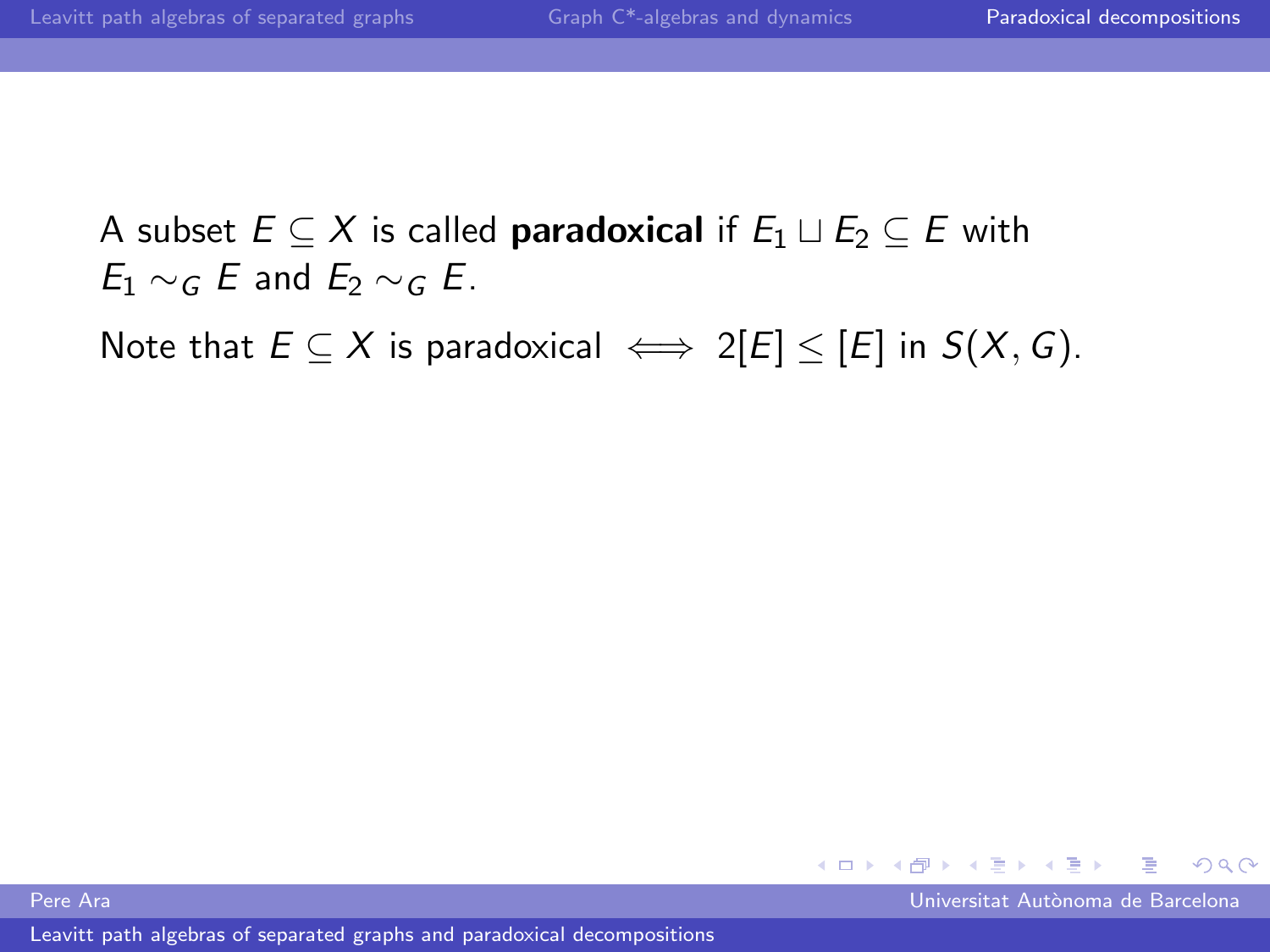A subset $E \subseteq X$ is called **paradoxical** if $E_1 \sqcup E_2 \subseteq E$ with $E_1 \sim_G E$ and $E_2 \sim_G E$.

Note that $E \subseteq X$ is paradoxical $\iff 2[E] \leq [E]$ in $S(X, G)$.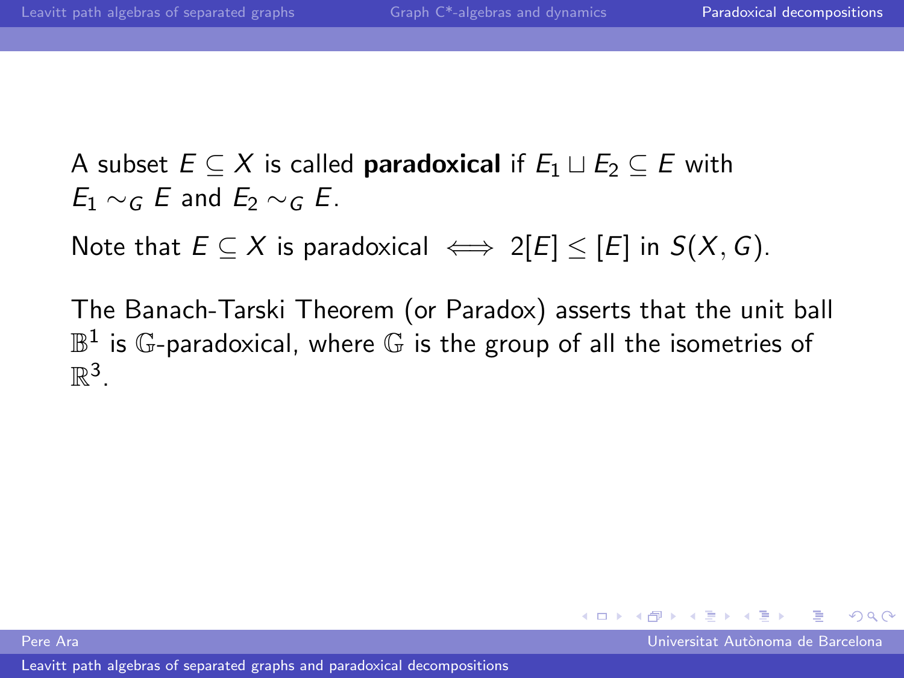A subset $E \subseteq X$ is called **paradoxical** if $E_1 \sqcup E_2 \subseteq E$ with $E_1 \sim_G E$ and $E_2 \sim_G E$.

Note that $E \subseteq X$ is paradoxical $\iff 2[E] \leq [E]$ in $S(X, G)$.

The Banach-Tarski Theorem (or Paradox) asserts that the unit ball $\mathbb{B}^1$ is $\mathbb{G}$-paradoxical, where $\mathbb{G}$ is the group of all the isometries of $\mathbb{R}^3$.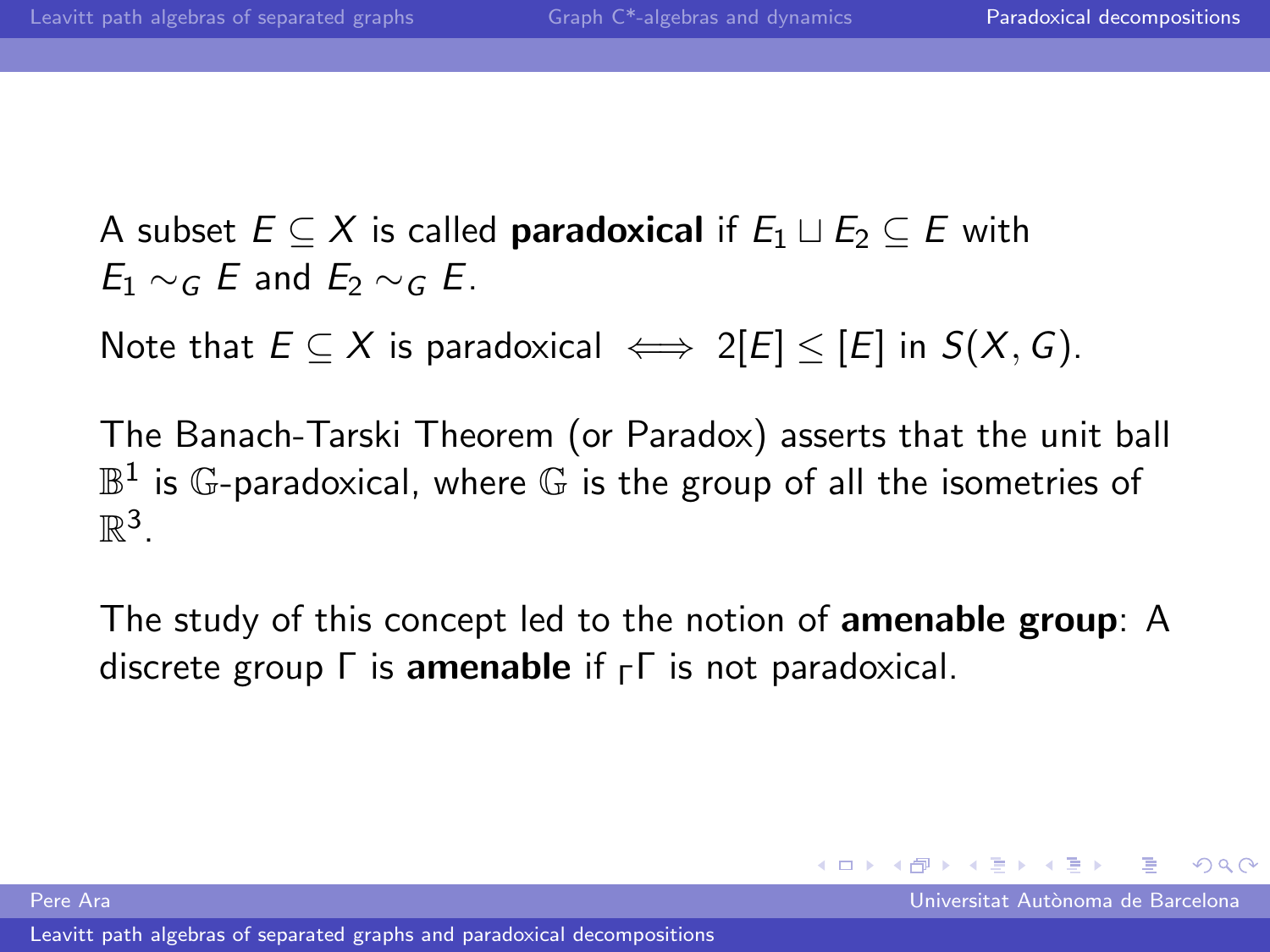A subset $E \subseteq X$ is called **paradoxical** if $E_1 \sqcup E_2 \subseteq E$ with $E_1 \sim_G E$ and $E_2 \sim_G E$.

Note that $E \subseteq X$ is paradoxical $\iff 2[E] \leq [E]$ in $S(X, G)$.

The Banach-Tarski Theorem (or Paradox) asserts that the unit ball $\mathbb{B}^1$ is $\mathbb{G}$-paradoxical, where $\mathbb{G}$ is the group of all the isometries of $\mathbb{R}^3$.

The study of this concept led to the notion of **amenable group**: A discrete group $\Gamma$ is **amenable** if ${}_\Gamma\Gamma$ is not paradoxical.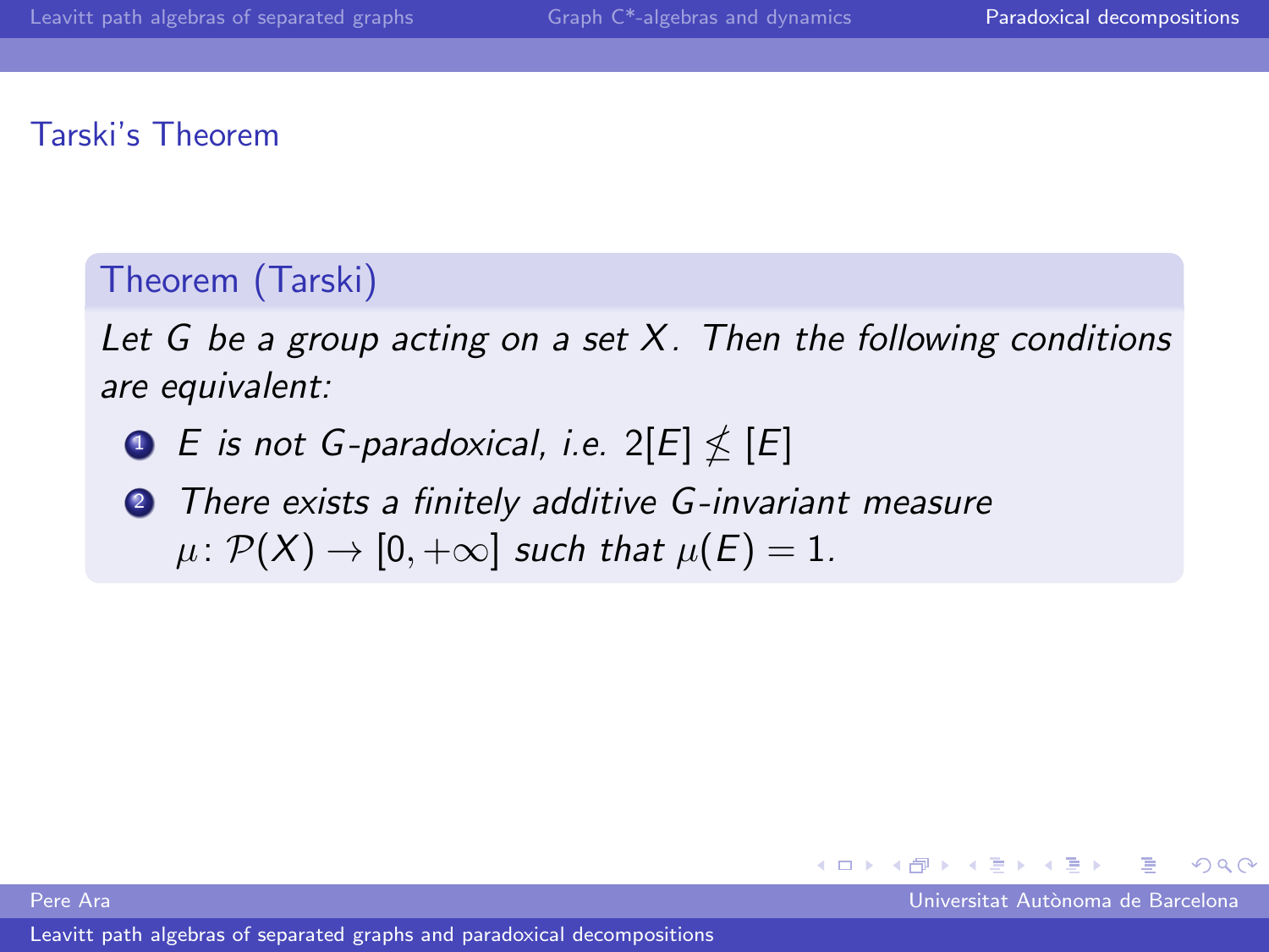## Tarski's Theorem

**Theorem (Tarski)**

*Let $G$ be a group acting on a set $X$. Then the following conditions are equivalent:*

1. *$E$ is not $G$-paradoxical, i.e. $2[E] \not\leq [E]$*
2. *There exists a finitely additive $G$-invariant measure $\mu \colon \mathcal{P}(X) \to [0, +\infty]$ such that $\mu(E) = 1$.*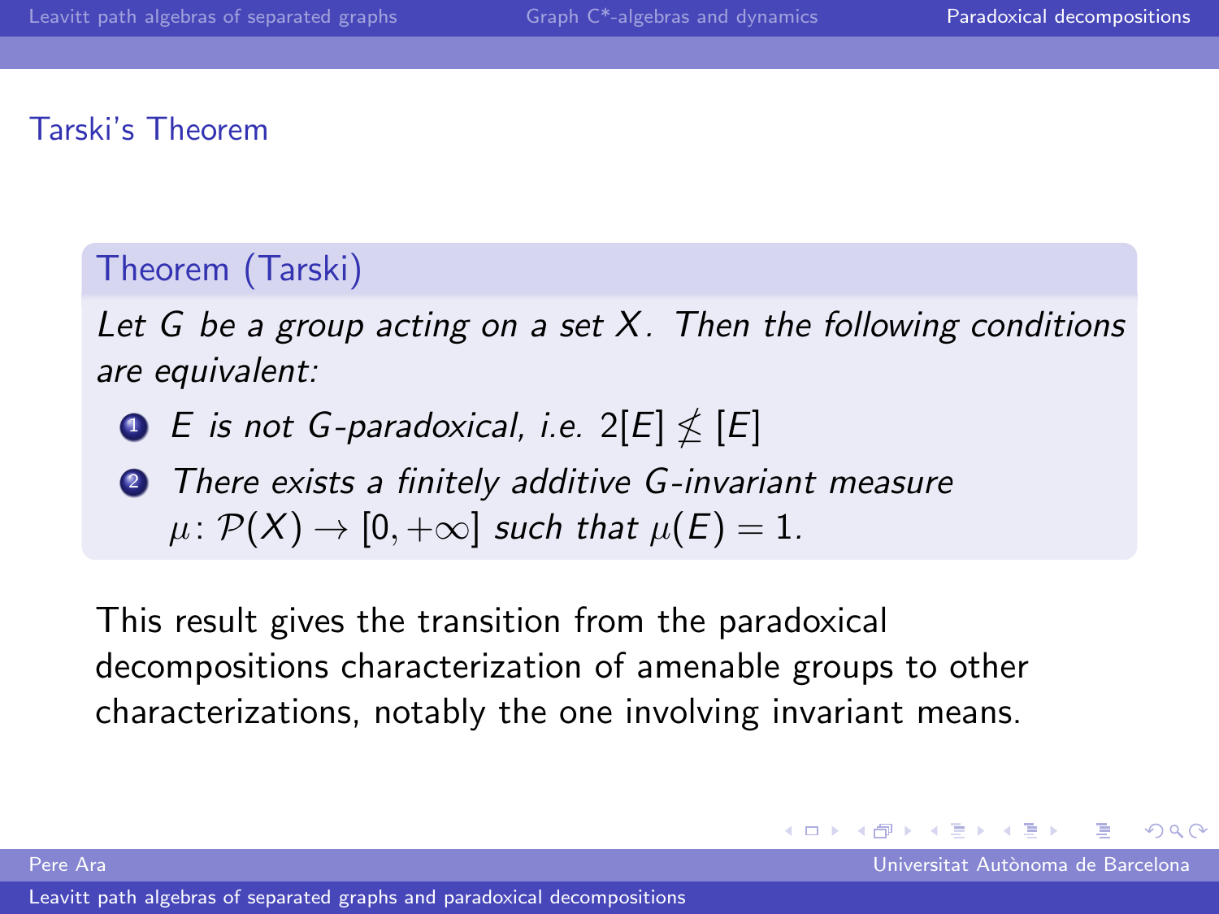## Tarski's Theorem

**Theorem (Tarski)**

*Let $G$ be a group acting on a set $X$. Then the following conditions are equivalent:*

1. *$E$ is not $G$-paradoxical, i.e. $2[E] \not\leq [E]$*
2. *There exists a finitely additive $G$-invariant measure $\mu \colon \mathcal{P}(X) \to [0, +\infty]$ such that $\mu(E) = 1$.*

This result gives the transition from the paradoxical decompositions characterization of amenable groups to other characterizations, notably the one involving invariant means.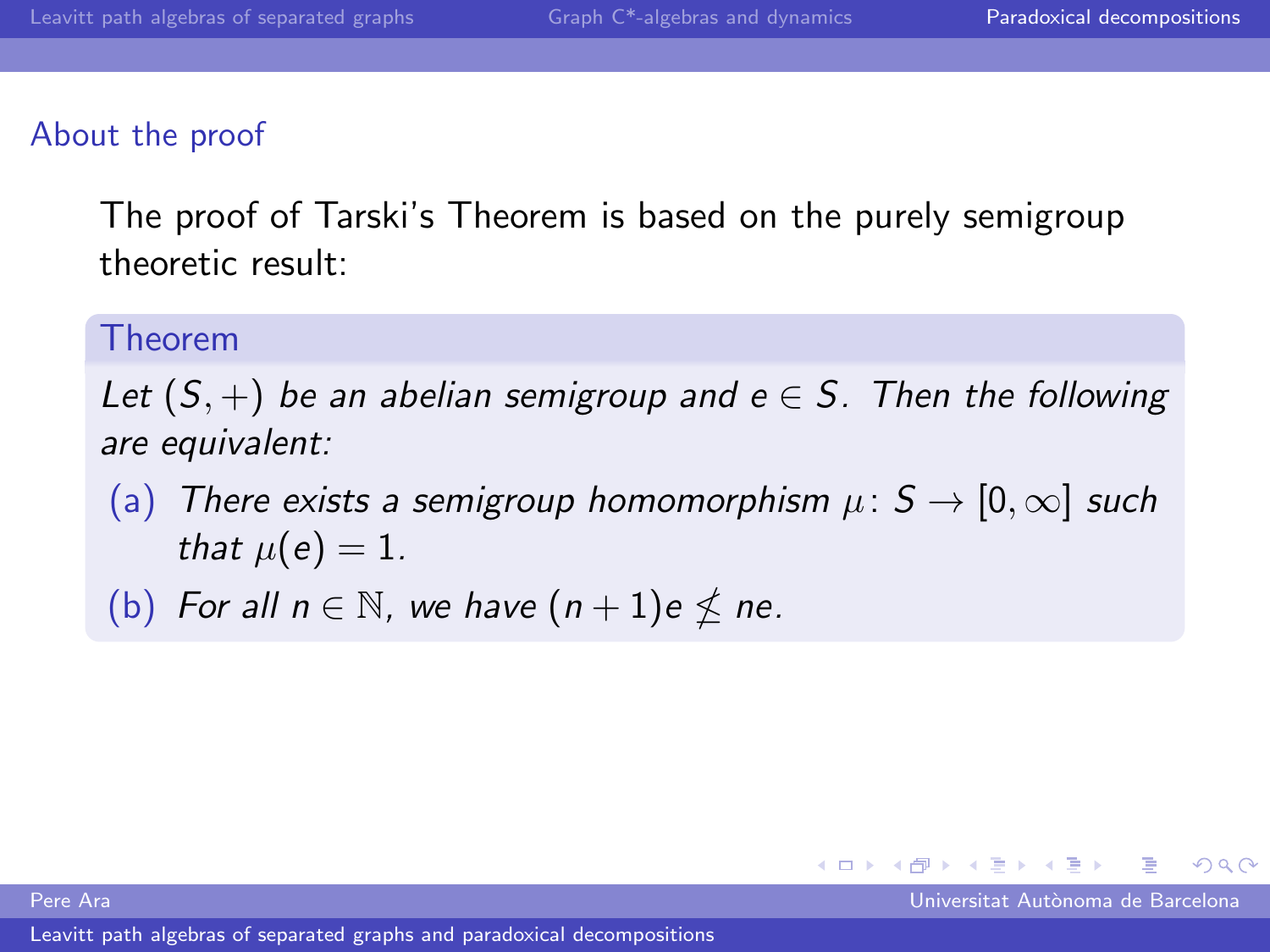## About the proof

The proof of Tarski's Theorem is based on the purely semigroup theoretic result:

**Theorem**

*Let $(S, +)$ be an abelian semigroup and $e \in S$. Then the following are equivalent:*

- (a) *There exists a semigroup homomorphism $\mu \colon S \to [0, \infty]$ such that $\mu(e) = 1$.*
- (b) *For all $n \in \mathbb{N}$, we have $(n+1)e \nleq ne$.*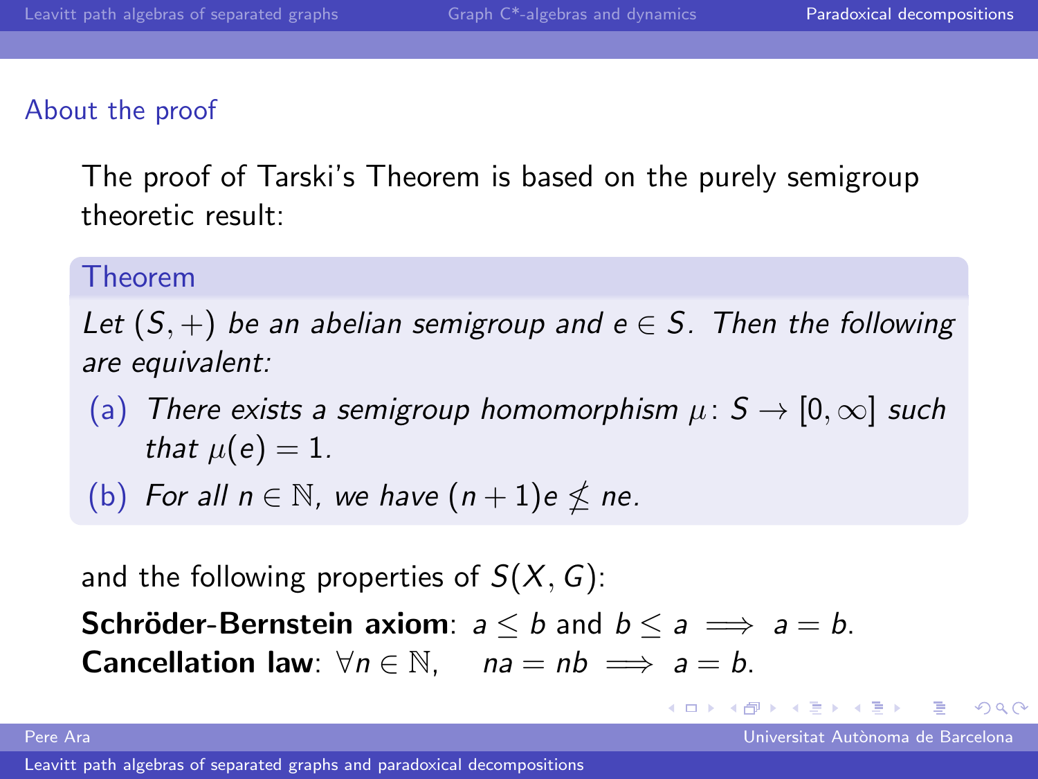## About the proof

The proof of Tarski's Theorem is based on the purely semigroup theoretic result:

**Theorem**

*Let $(S, +)$ be an abelian semigroup and $e \in S$. Then the following are equivalent:*

(a) *There exists a semigroup homomorphism $\mu\colon S \to [0, \infty]$ such that $\mu(e) = 1$.*

(b) *For all $n \in \mathbb{N}$, we have $(n+1)e \nleq ne$.*

and the following properties of $S(X, G)$:

**Schröder-Bernstein axiom**: $a \leq b$ and $b \leq a \implies a = b$.

**Cancellation law**: $\forall n \in \mathbb{N}, \quad na = nb \implies a = b$.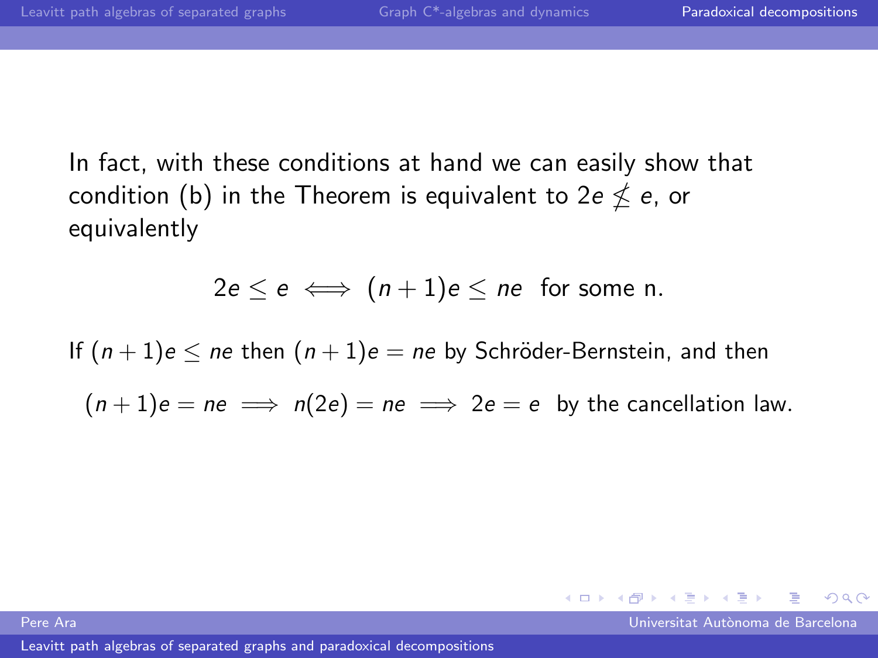In fact, with these conditions at hand we can easily show that condition (b) in the Theorem is equivalent to $2e \not\leq e$, or equivalently

$$2e \leq e \iff (n+1)e \leq ne \quad \text{for some n.}$$

If $(n+1)e \leq ne$ then $(n+1)e = ne$ by Schröder-Bernstein, and then

$$(n+1)e = ne \implies n(2e) = ne \implies 2e = e \quad \text{by the cancellation law.}$$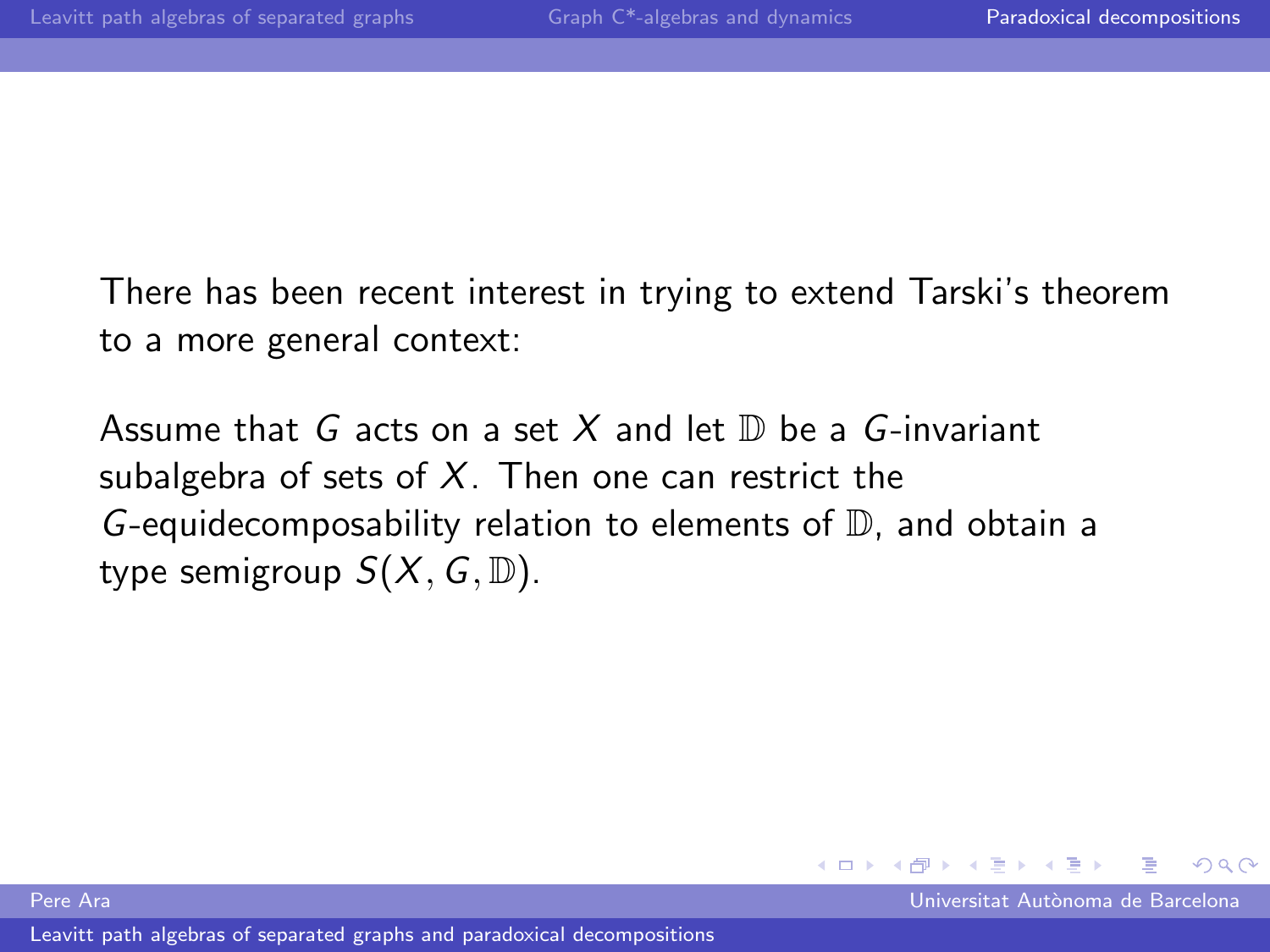There has been recent interest in trying to extend Tarski's theorem to a more general context:

Assume that $G$ acts on a set $X$ and let $\mathbb{D}$ be a $G$-invariant subalgebra of sets of $X$. Then one can restrict the $G$-equidecomposability relation to elements of $\mathbb{D}$, and obtain a type semigroup $S(X, G, \mathbb{D})$.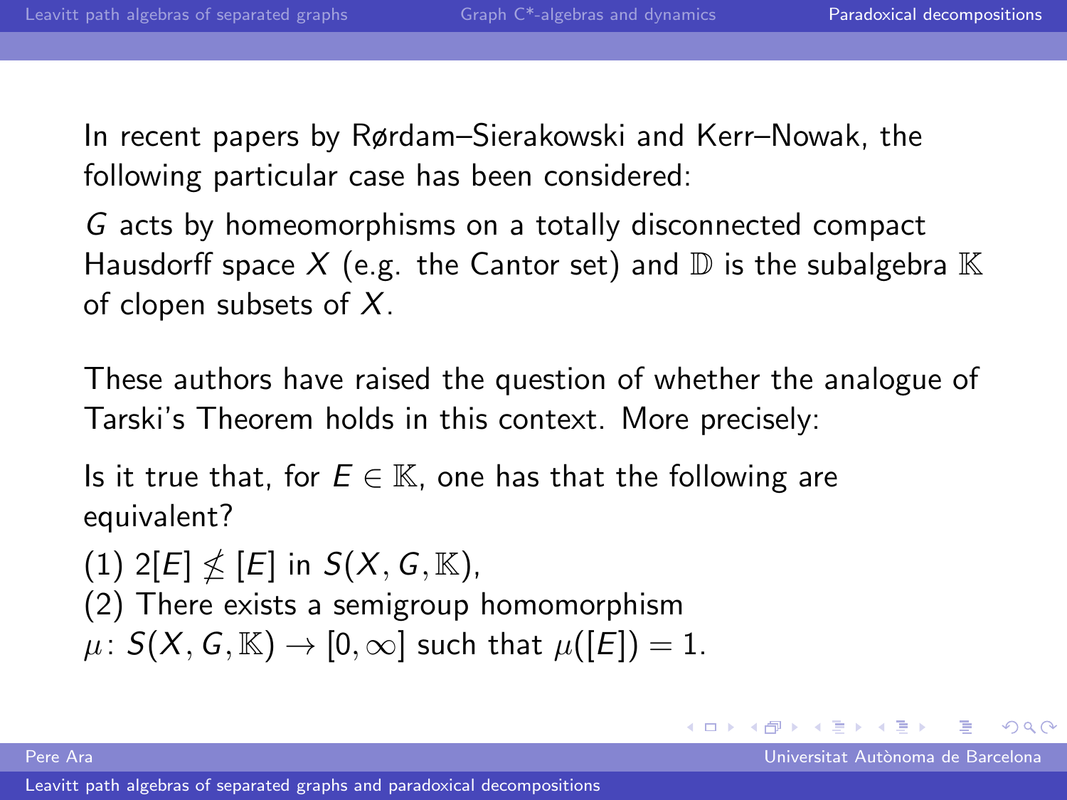In recent papers by Rørdam–Sierakowski and Kerr–Nowak, the following particular case has been considered:

$G$ acts by homeomorphisms on a totally disconnected compact Hausdorff space $X$ (e.g. the Cantor set) and $\mathbb{D}$ is the subalgebra $\mathbb{K}$ of clopen subsets of $X$.

These authors have raised the question of whether the analogue of Tarski's Theorem holds in this context. More precisely:

Is it true that, for $E \in \mathbb{K}$, one has that the following are equivalent?

(1) $2[E] \not\leq [E]$ in $S(X, G, \mathbb{K})$,
(2) There exists a semigroup homomorphism $\mu\colon S(X, G, \mathbb{K}) \to [0, \infty]$ such that $\mu([E]) = 1$.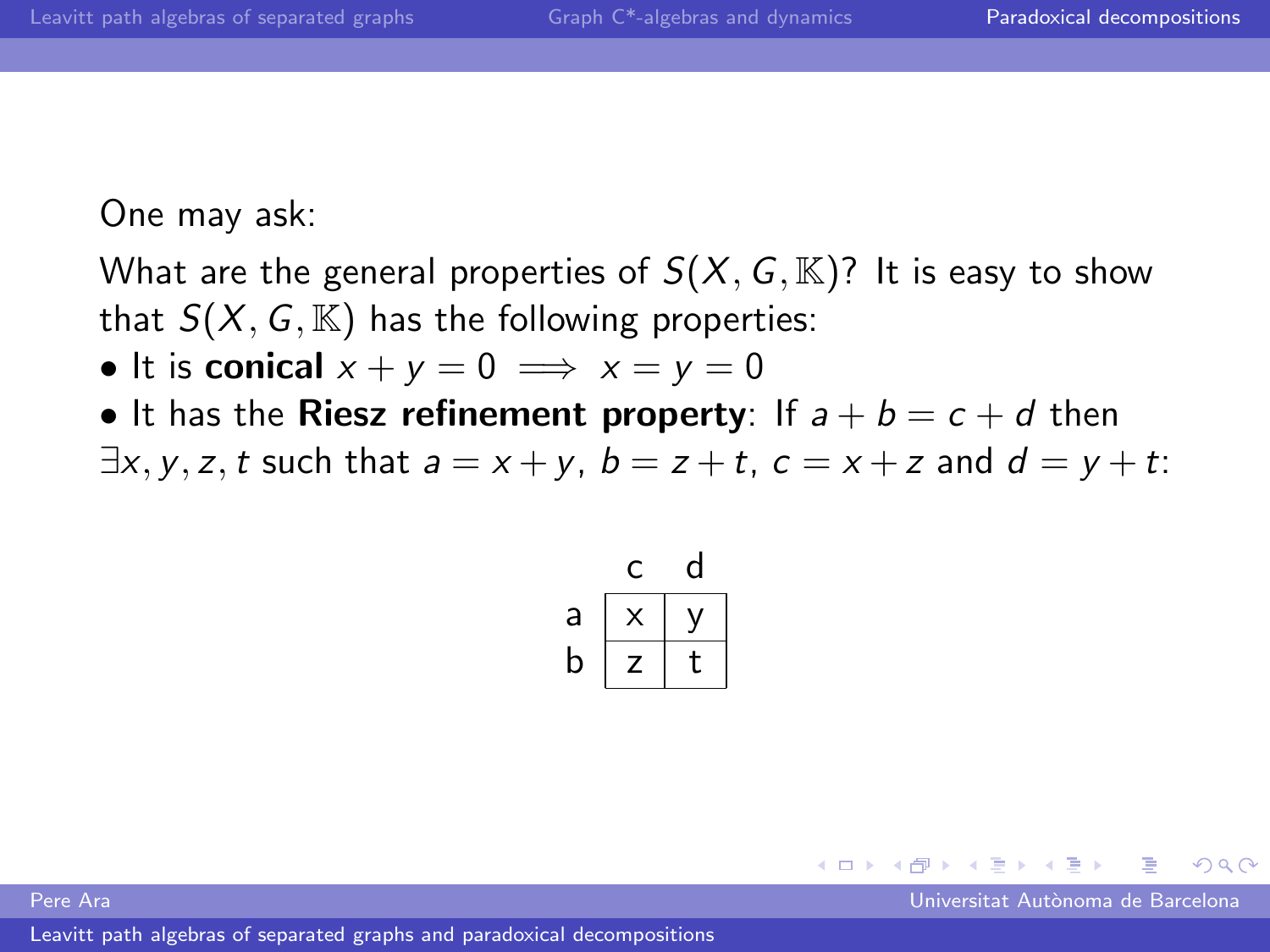One may ask:

What are the general properties of $S(X, G, \mathbb{K})$? It is easy to show that $S(X, G, \mathbb{K})$ has the following properties:

- It is **conical** $x + y = 0 \implies x = y = 0$
- It has the **Riesz refinement property**: If $a + b = c + d$ then $\exists x, y, z, t$ such that $a = x + y$, $b = z + t$, $c = x + z$ and $d = y + t$:

| | c | d |
|---|---|---|
| a | x | y |
| b | z | t |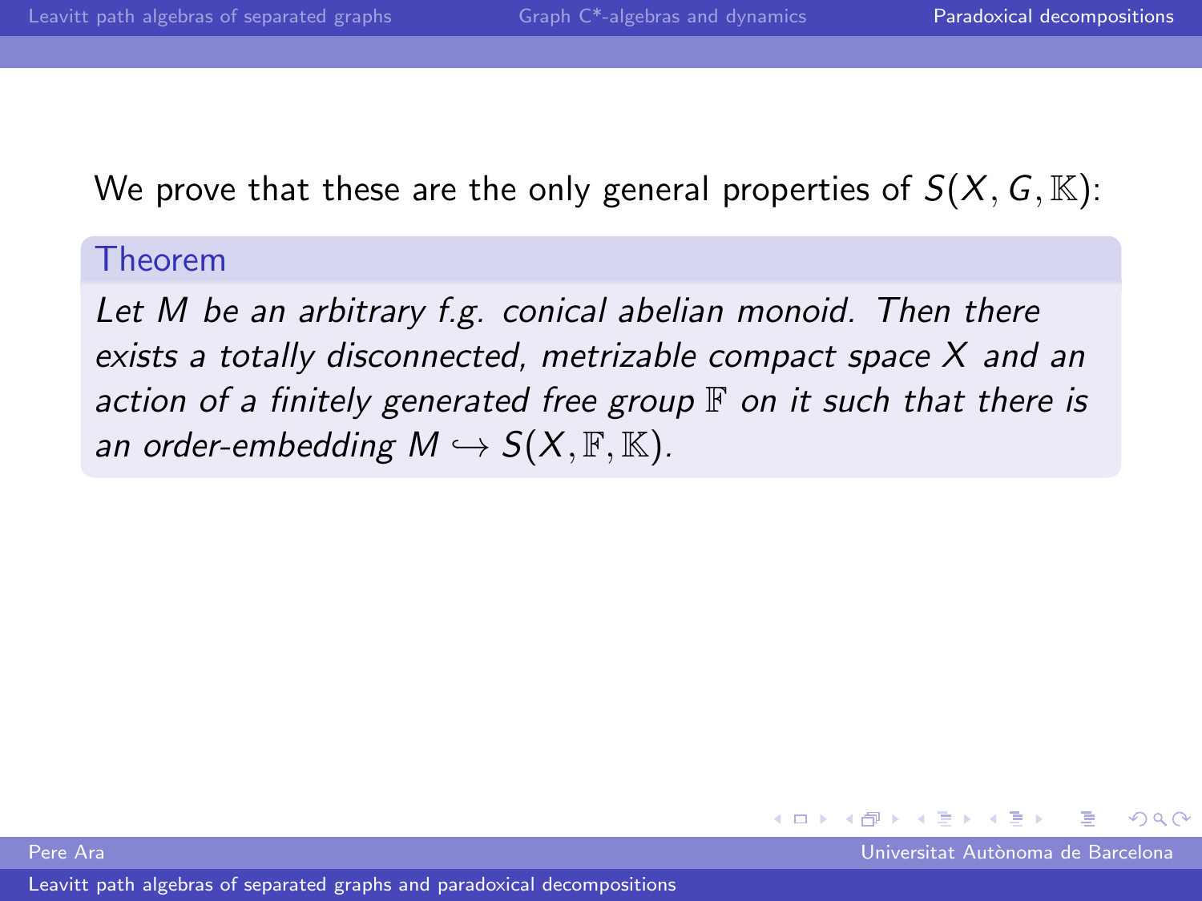We prove that these are the only general properties of $S(X, G, \mathbb{K})$:

**Theorem**

*Let $M$ be an arbitrary f.g. conical abelian monoid. Then there exists a totally disconnected, metrizable compact space $X$ and an action of a finitely generated free group $\mathbb{F}$ on it such that there is an order-embedding $M \hookrightarrow S(X, \mathbb{F}, \mathbb{K})$.*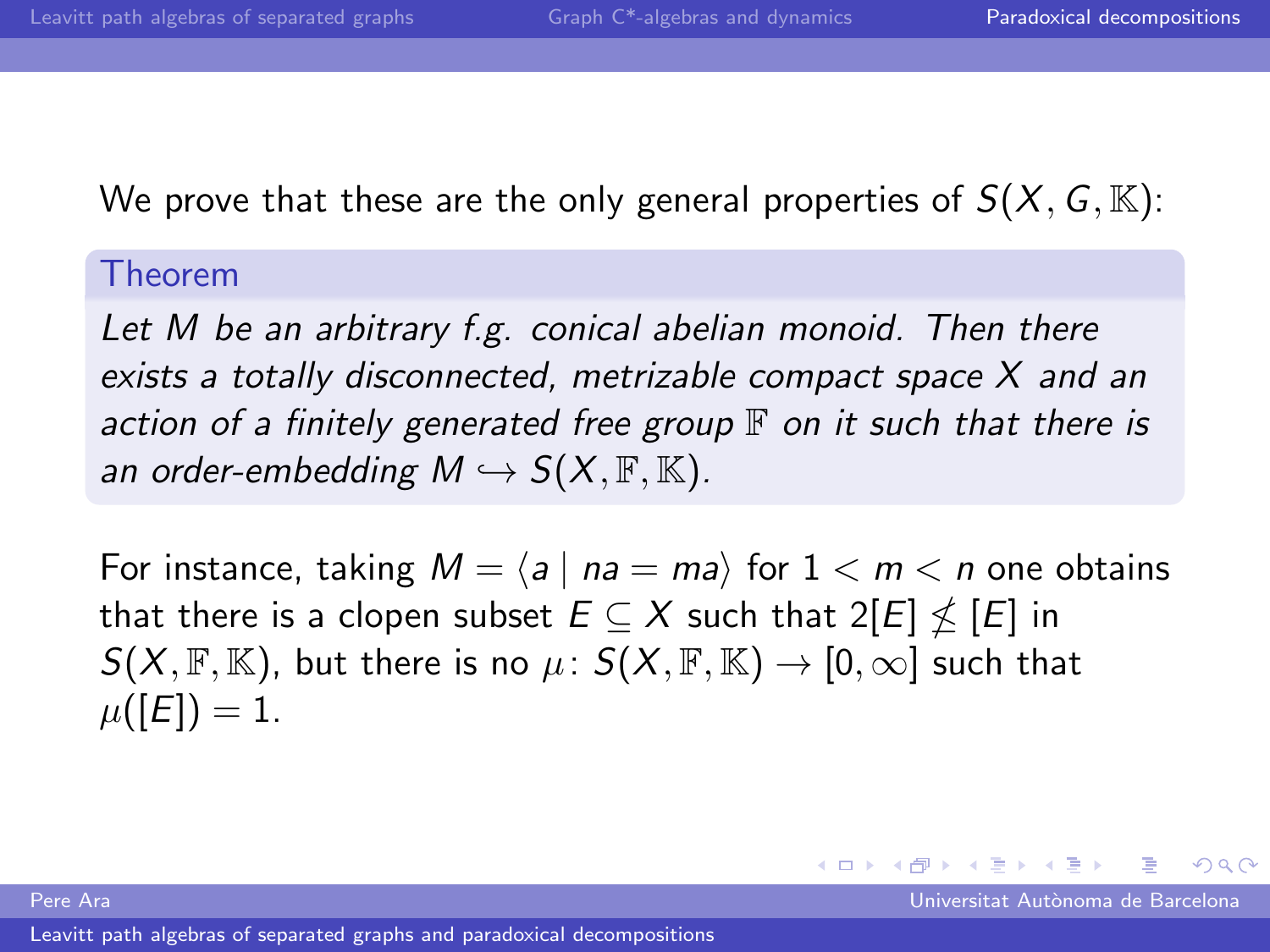We prove that these are the only general properties of $S(X, G, \mathbb{K})$:

**Theorem**

*Let $M$ be an arbitrary f.g. conical abelian monoid. Then there exists a totally disconnected, metrizable compact space $X$ and an action of a finitely generated free group $\mathbb{F}$ on it such that there is an order-embedding $M \hookrightarrow S(X, \mathbb{F}, \mathbb{K})$.*

For instance, taking $M = \langle a \mid na = ma \rangle$ for $1 < m < n$ one obtains that there is a clopen subset $E \subseteq X$ such that $2[E] \not\leq [E]$ in $S(X, \mathbb{F}, \mathbb{K})$, but there is no $\mu \colon S(X, \mathbb{F}, \mathbb{K}) \to [0, \infty]$ such that $\mu([E]) = 1$.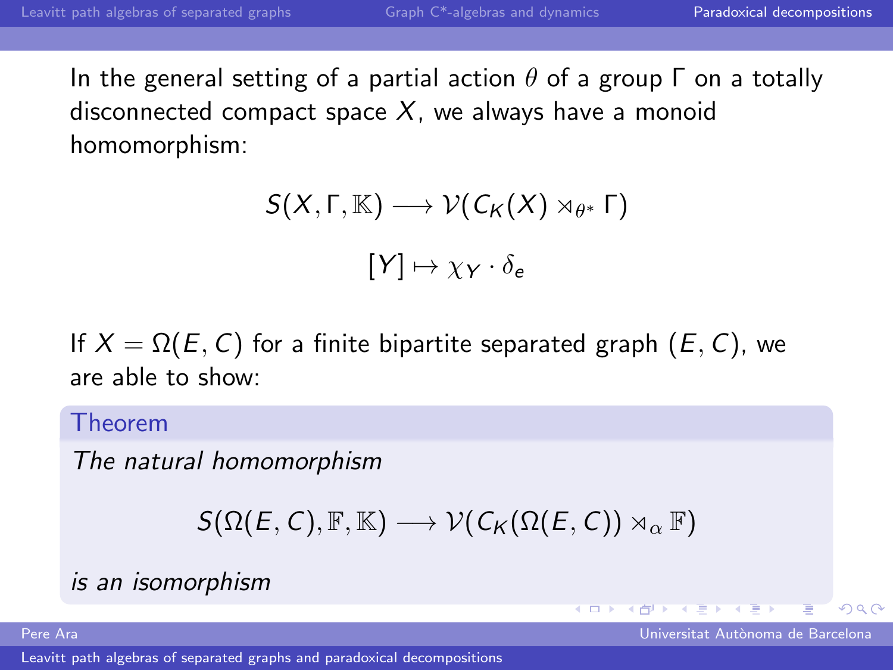In the general setting of a partial action $\theta$ of a group $\Gamma$ on a totally disconnected compact space $X$, we always have a monoid homomorphism:

$$S(X, \Gamma, \mathbb{K}) \longrightarrow \mathcal{V}(C_K(X) \rtimes_{\theta^*} \Gamma)$$

$$[Y] \mapsto \chi_Y \cdot \delta_e$$

If $X = \Omega(E, C)$ for a finite bipartite separated graph $(E, C)$, we are able to show:

**Theorem**

*The natural homomorphism*

$$S(\Omega(E, C), \mathbb{F}, \mathbb{K}) \longrightarrow \mathcal{V}(C_K(\Omega(E, C)) \rtimes_\alpha \mathbb{F})$$

*is an isomorphism*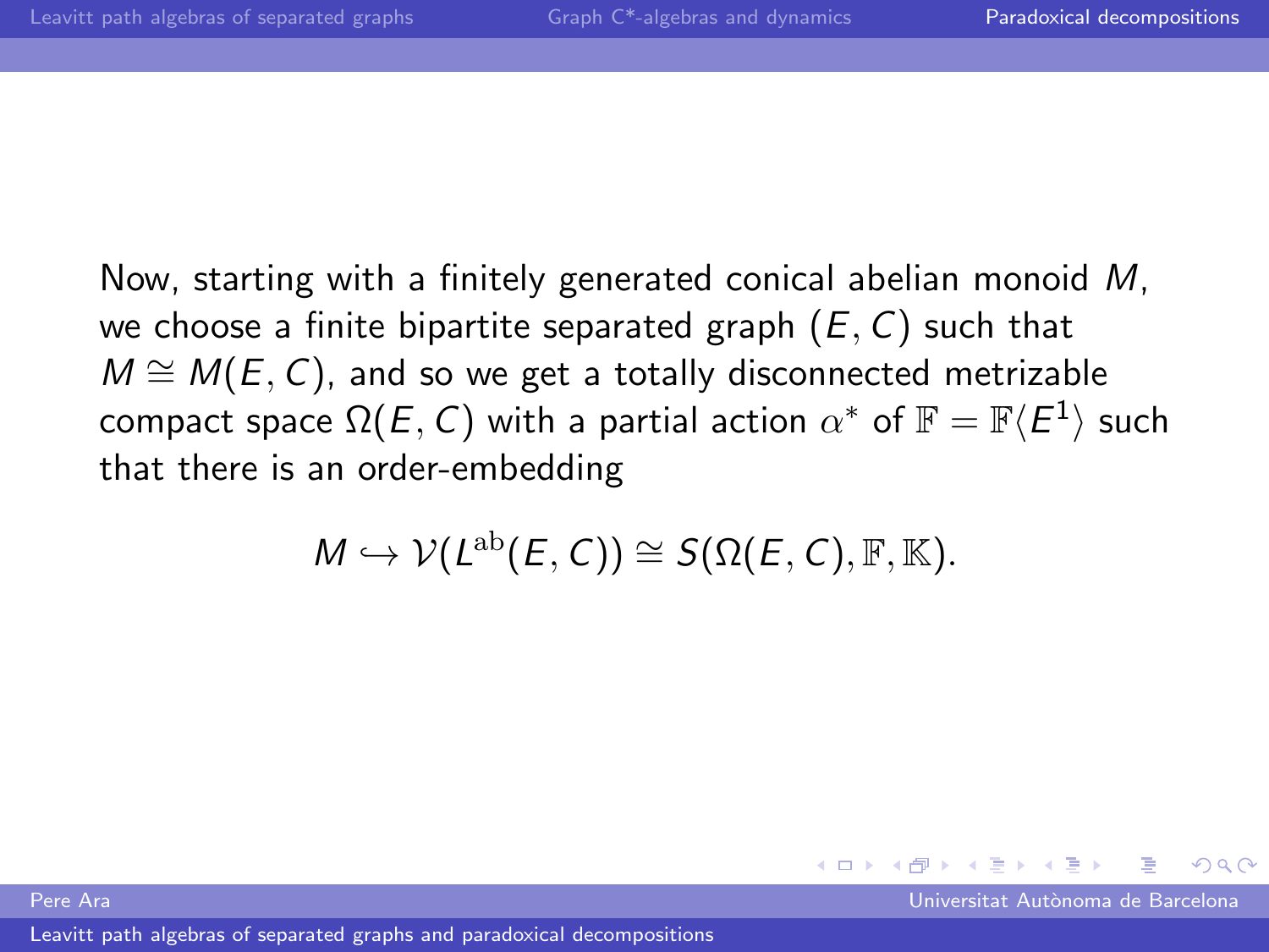Now, starting with a finitely generated conical abelian monoid $M$, we choose a finite bipartite separated graph $(E, C)$ such that $M \cong M(E, C)$, and so we get a totally disconnected metrizable compact space $\Omega(E, C)$ with a partial action $\alpha^*$ of $\mathbb{F} = \mathbb{F}\langle E^1 \rangle$ such that there is an order-embedding

$$M \hookrightarrow \mathcal{V}(L^{\mathrm{ab}}(E, C)) \cong S(\Omega(E, C), \mathbb{F}, \mathbb{K}).$$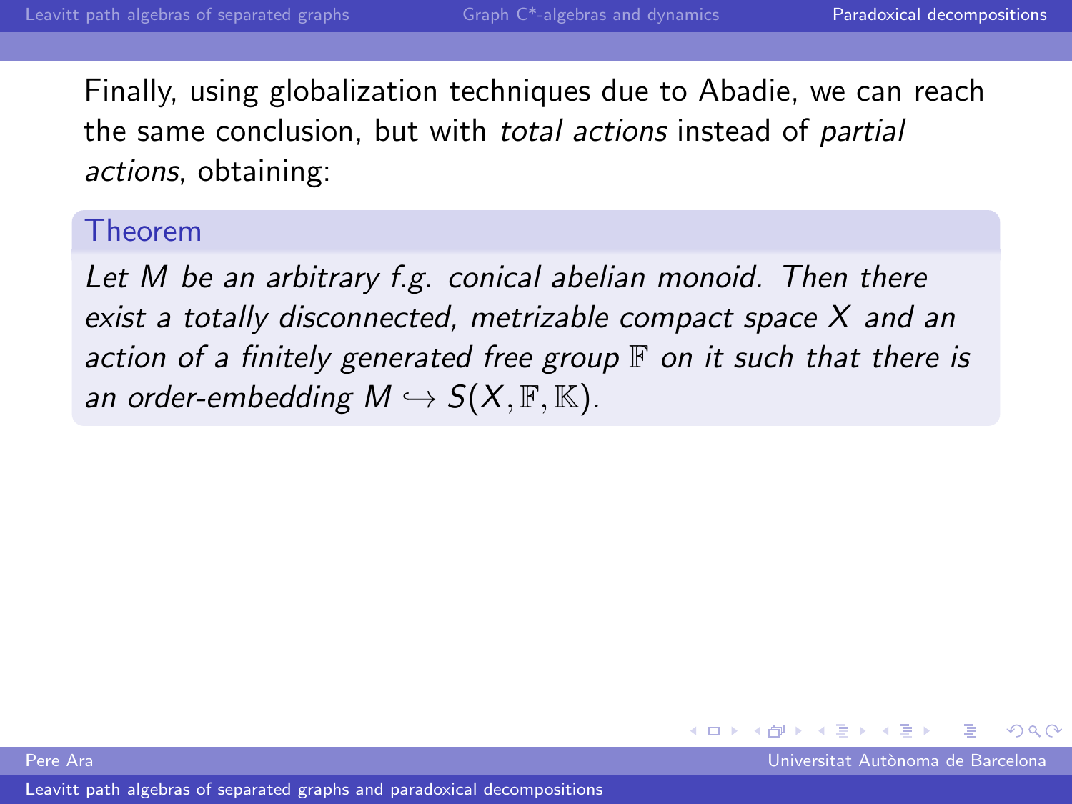Finally, using globalization techniques due to Abadie, we can reach the same conclusion, but with *total actions* instead of *partial actions*, obtaining:

**Theorem**

*Let $M$ be an arbitrary f.g. conical abelian monoid. Then there exist a totally disconnected, metrizable compact space $X$ and an action of a finitely generated free group $\mathbb{F}$ on it such that there is an order-embedding $M \hookrightarrow S(X, \mathbb{F}, \mathbb{K})$.*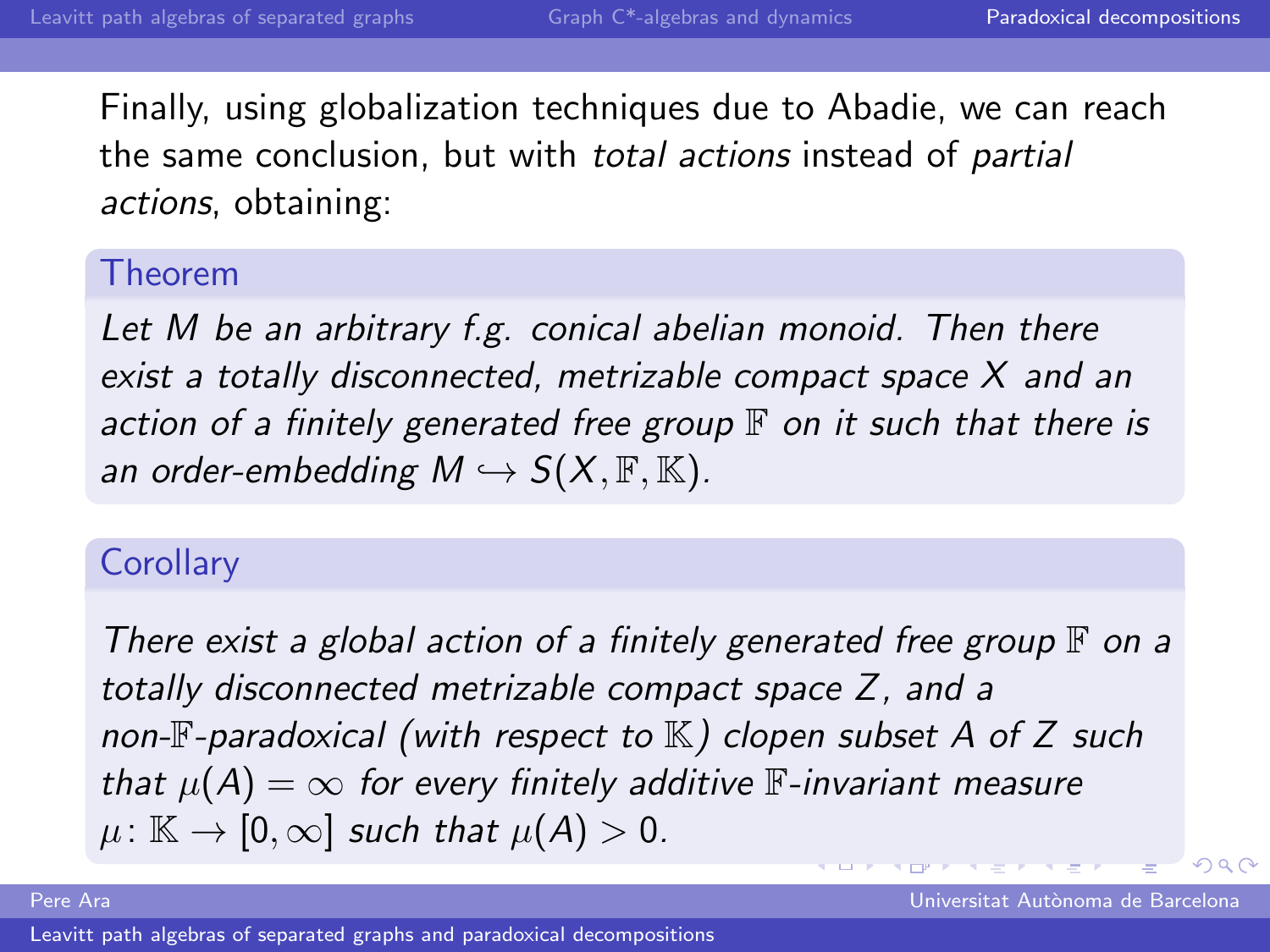Finally, using globalization techniques due to Abadie, we can reach the same conclusion, but with *total actions* instead of *partial actions*, obtaining:

**Theorem**

*Let $M$ be an arbitrary f.g. conical abelian monoid. Then there exist a totally disconnected, metrizable compact space $X$ and an action of a finitely generated free group $\mathbb{F}$ on it such that there is an order-embedding $M \hookrightarrow S(X, \mathbb{F}, \mathbb{K})$.*

**Corollary**

*There exist a global action of a finitely generated free group $\mathbb{F}$ on a totally disconnected metrizable compact space $Z$, and a non-$\mathbb{F}$-paradoxical (with respect to $\mathbb{K}$) clopen subset $A$ of $Z$ such that $\mu(A) = \infty$ for every finitely additive $\mathbb{F}$-invariant measure $\mu \colon \mathbb{K} \to [0, \infty]$ such that $\mu(A) > 0$.*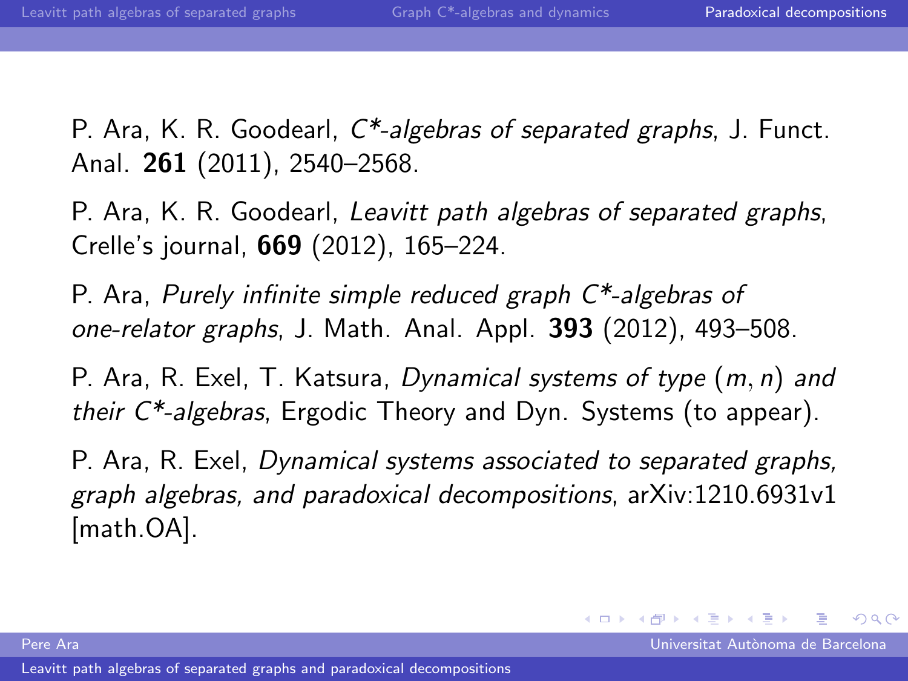P. Ara, K. R. Goodearl, *C*-algebras of separated graphs*, J. Funct. Anal. **261** (2011), 2540–2568.

P. Ara, K. R. Goodearl, *Leavitt path algebras of separated graphs*, Crelle's journal, **669** (2012), 165–224.

P. Ara, *Purely infinite simple reduced graph C*-algebras of one-relator graphs*, J. Math. Anal. Appl. **393** (2012), 493–508.

P. Ara, R. Exel, T. Katsura, *Dynamical systems of type $(m, n)$ and their C*-algebras*, Ergodic Theory and Dyn. Systems (to appear).

P. Ara, R. Exel, *Dynamical systems associated to separated graphs, graph algebras, and paradoxical decompositions*, arXiv:1210.6931v1 [math.OA].